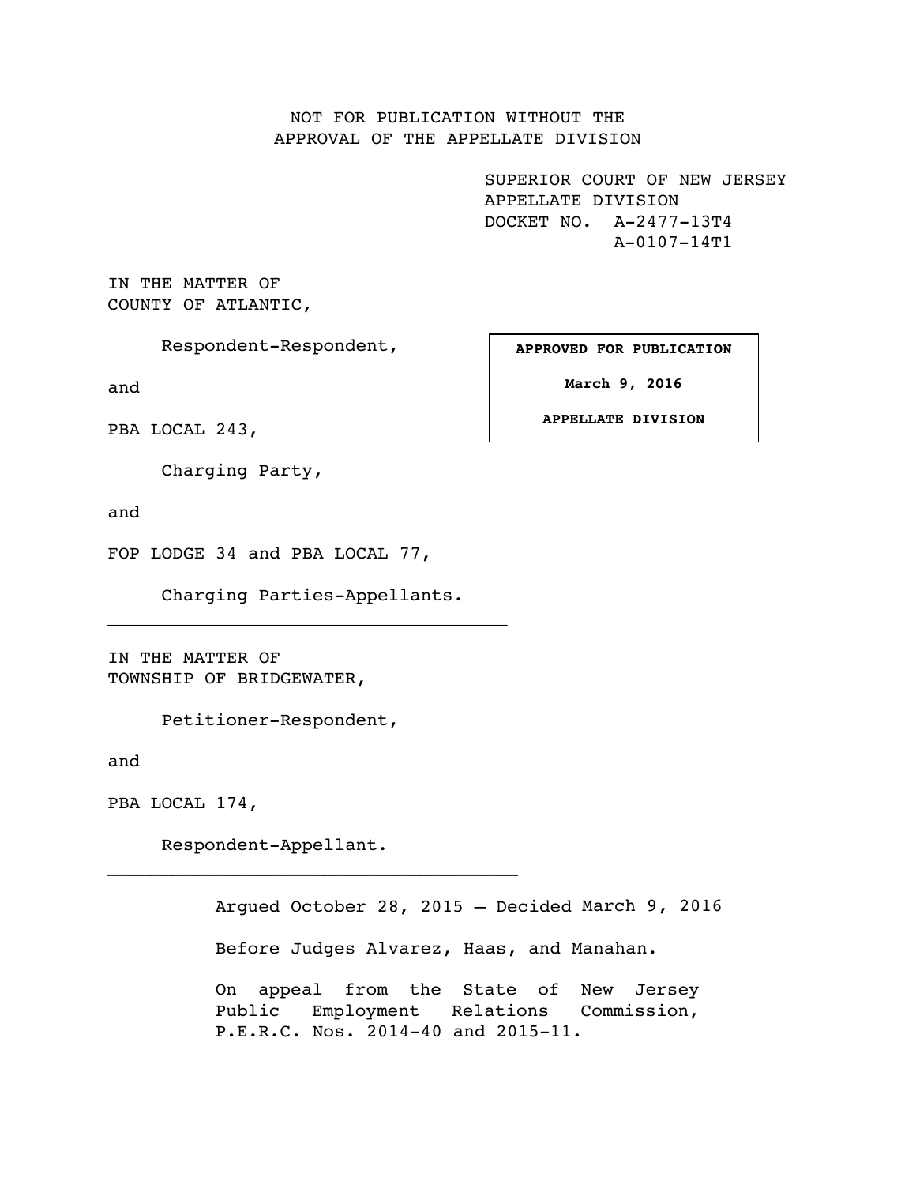NOT FOR PUBLICATION WITHOUT THE
APPROVAL OF THE APPELLATE DIVISION

SUPERIOR COURT OF NEW JERSEY
APPELLATE DIVISION
DOCKET NO. A-2477-13T4
A-0107-14T1

IN THE MATTER OF
COUNTY OF ATLANTIC,

Respondent-Respondent,

and

PBA LOCAL 243,

Charging Party,

and

FOP LODGE 34 and PBA LOCAL 77,

Charging Parties-Appellants.

**APPROVED FOR PUBLICATION**

**March 9, 2016**

**APPELLATE DIVISION**

---

IN THE MATTER OF
TOWNSHIP OF BRIDGEWATER,

Petitioner-Respondent,

and

PBA LOCAL 174,

Respondent-Appellant.

---

Argued October 28, 2015 – Decided March 9, 2016

Before Judges Alvarez, Haas, and Manahan.

On appeal from the State of New Jersey Public Employment Relations Commission, P.E.R.C. Nos. 2014-40 and 2015-11.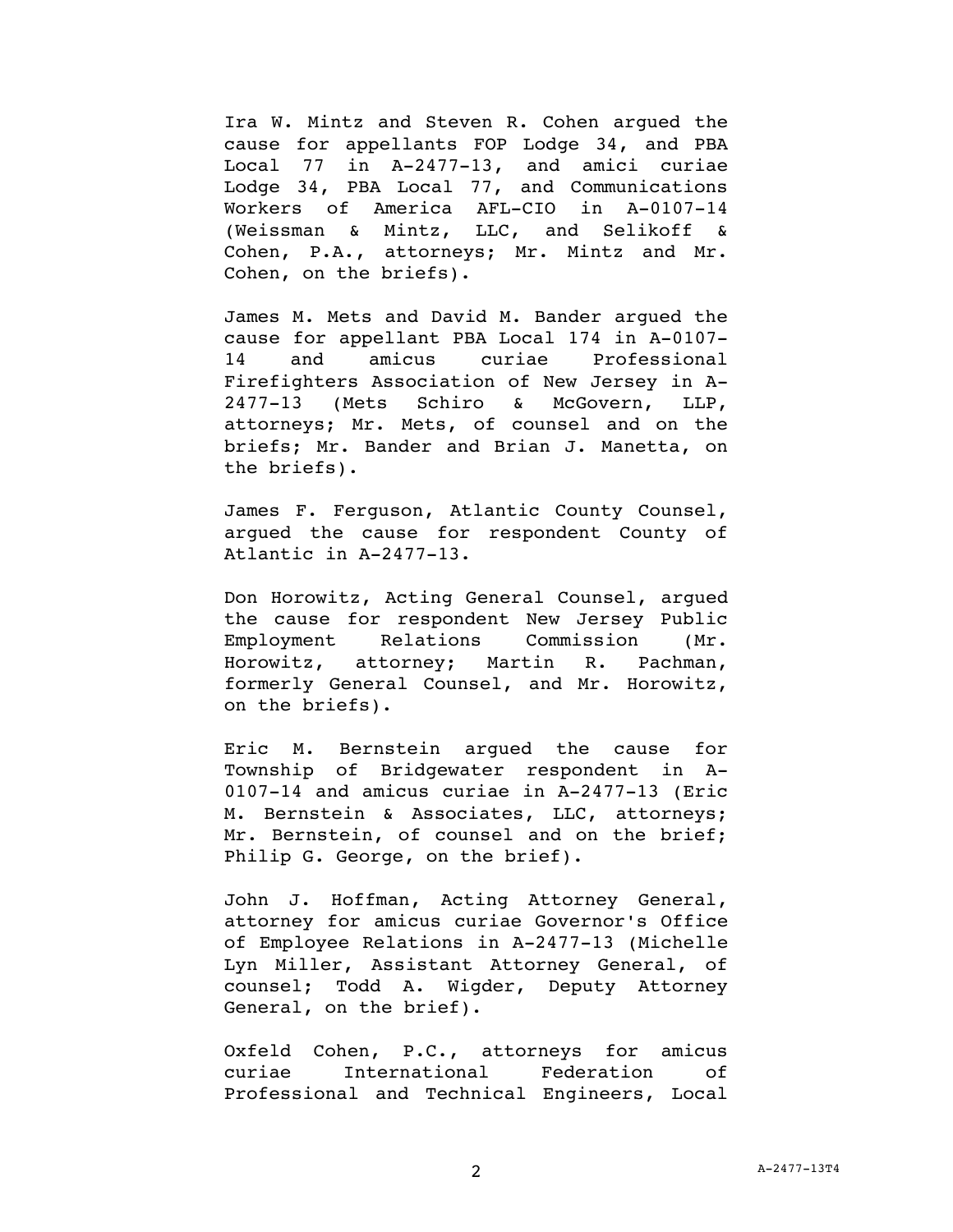Ira W. Mintz and Steven R. Cohen argued the cause for appellants FOP Lodge 34, and PBA Local 77 in A-2477-13, and amici curiae Lodge 34, PBA Local 77, and Communications Workers of America AFL-CIO in A-0107-14 (Weissman & Mintz, LLC, and Selikoff & Cohen, P.A., attorneys; Mr. Mintz and Mr. Cohen, on the briefs).

James M. Mets and David M. Bander argued the cause for appellant PBA Local 174 in A-0107-14 and amicus curiae Professional Firefighters Association of New Jersey in A-2477-13 (Mets Schiro & McGovern, LLP, attorneys; Mr. Mets, of counsel and on the briefs; Mr. Bander and Brian J. Manetta, on the briefs).

James F. Ferguson, Atlantic County Counsel, argued the cause for respondent County of Atlantic in A-2477-13.

Don Horowitz, Acting General Counsel, argued the cause for respondent New Jersey Public Employment Relations Commission (Mr. Horowitz, attorney; Martin R. Pachman, formerly General Counsel, and Mr. Horowitz, on the briefs).

Eric M. Bernstein argued the cause for Township of Bridgewater respondent in A-0107-14 and amicus curiae in A-2477-13 (Eric M. Bernstein & Associates, LLC, attorneys; Mr. Bernstein, of counsel and on the brief; Philip G. George, on the brief).

John J. Hoffman, Acting Attorney General, attorney for amicus curiae Governor's Office of Employee Relations in A-2477-13 (Michelle Lyn Miller, Assistant Attorney General, of counsel; Todd A. Wigder, Deputy Attorney General, on the brief).

Oxfeld Cohen, P.C., attorneys for amicus curiae International Federation of Professional and Technical Engineers, Local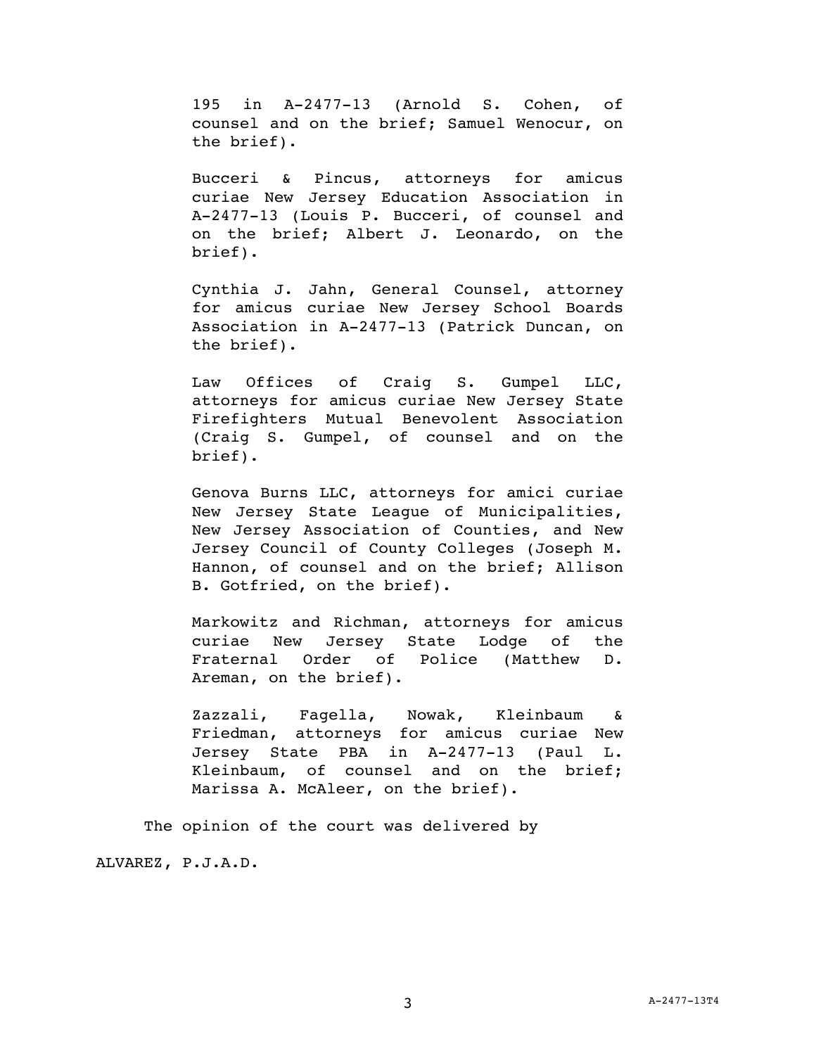195 in A-2477-13 (Arnold S. Cohen, of counsel and on the brief; Samuel Wenocur, on the brief).

Bucceri & Pincus, attorneys for amicus curiae New Jersey Education Association in A-2477-13 (Louis P. Bucceri, of counsel and on the brief; Albert J. Leonardo, on the brief).

Cynthia J. Jahn, General Counsel, attorney for amicus curiae New Jersey School Boards Association in A-2477-13 (Patrick Duncan, on the brief).

Law Offices of Craig S. Gumpel LLC, attorneys for amicus curiae New Jersey State Firefighters Mutual Benevolent Association (Craig S. Gumpel, of counsel and on the brief).

Genova Burns LLC, attorneys for amici curiae New Jersey State League of Municipalities, New Jersey Association of Counties, and New Jersey Council of County Colleges (Joseph M. Hannon, of counsel and on the brief; Allison B. Gotfried, on the brief).

Markowitz and Richman, attorneys for amicus curiae New Jersey State Lodge of the Fraternal Order of Police (Matthew D. Areman, on the brief).

Zazzali, Fagella, Nowak, Kleinbaum & Friedman, attorneys for amicus curiae New Jersey State PBA in A-2477-13 (Paul L. Kleinbaum, of counsel and on the brief; Marissa A. McAleer, on the brief).

The opinion of the court was delivered by

ALVAREZ, P.J.A.D.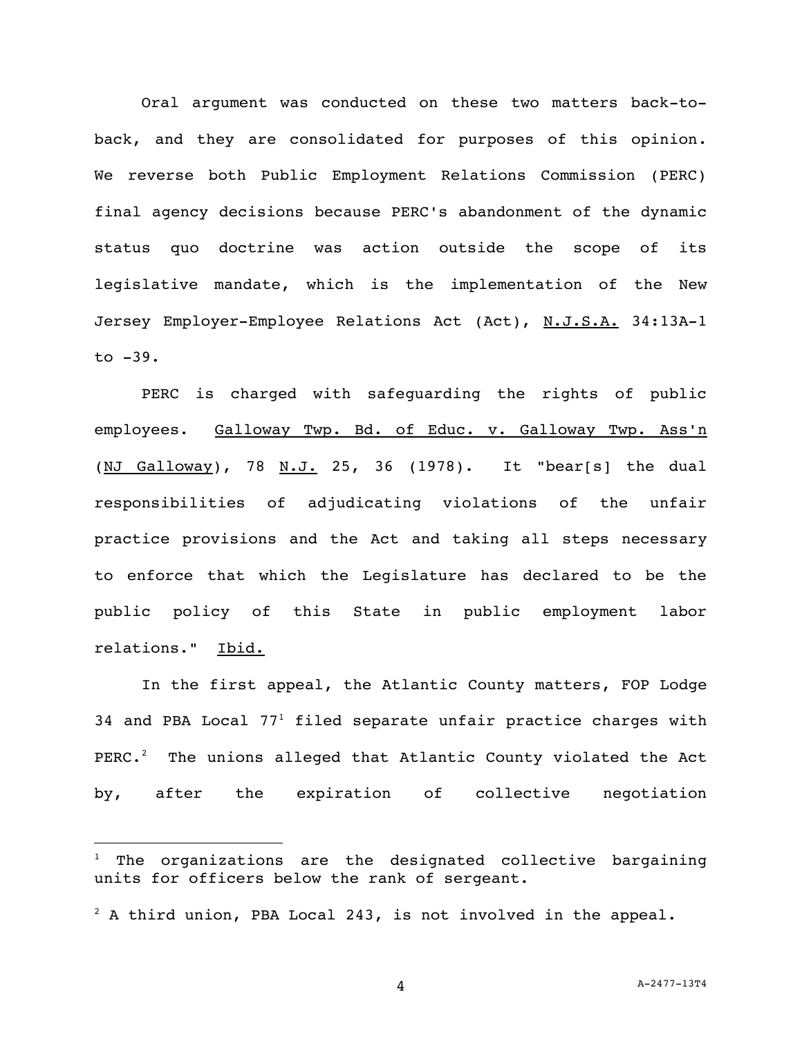Oral argument was conducted on these two matters back-to-back, and they are consolidated for purposes of this opinion. We reverse both Public Employment Relations Commission (PERC) final agency decisions because PERC's abandonment of the dynamic status quo doctrine was action outside the scope of its legislative mandate, which is the implementation of the New Jersey Employer-Employee Relations Act (Act), N.J.S.A. 34:13A-1 to -39.

PERC is charged with safeguarding the rights of public employees. Galloway Twp. Bd. of Educ. v. Galloway Twp. Ass'n (NJ Galloway), 78 N.J. 25, 36 (1978). It "bear[s] the dual responsibilities of adjudicating violations of the unfair practice provisions and the Act and taking all steps necessary to enforce that which the Legislature has declared to be the public policy of this State in public employment labor relations." Ibid.

In the first appeal, the Atlantic County matters, FOP Lodge 34 and PBA Local 77[1] filed separate unfair practice charges with PERC.[2] The unions alleged that Atlantic County violated the Act by, after the expiration of collective negotiation

[1] The organizations are the designated collective bargaining units for officers below the rank of sergeant.

[2] A third union, PBA Local 243, is not involved in the appeal.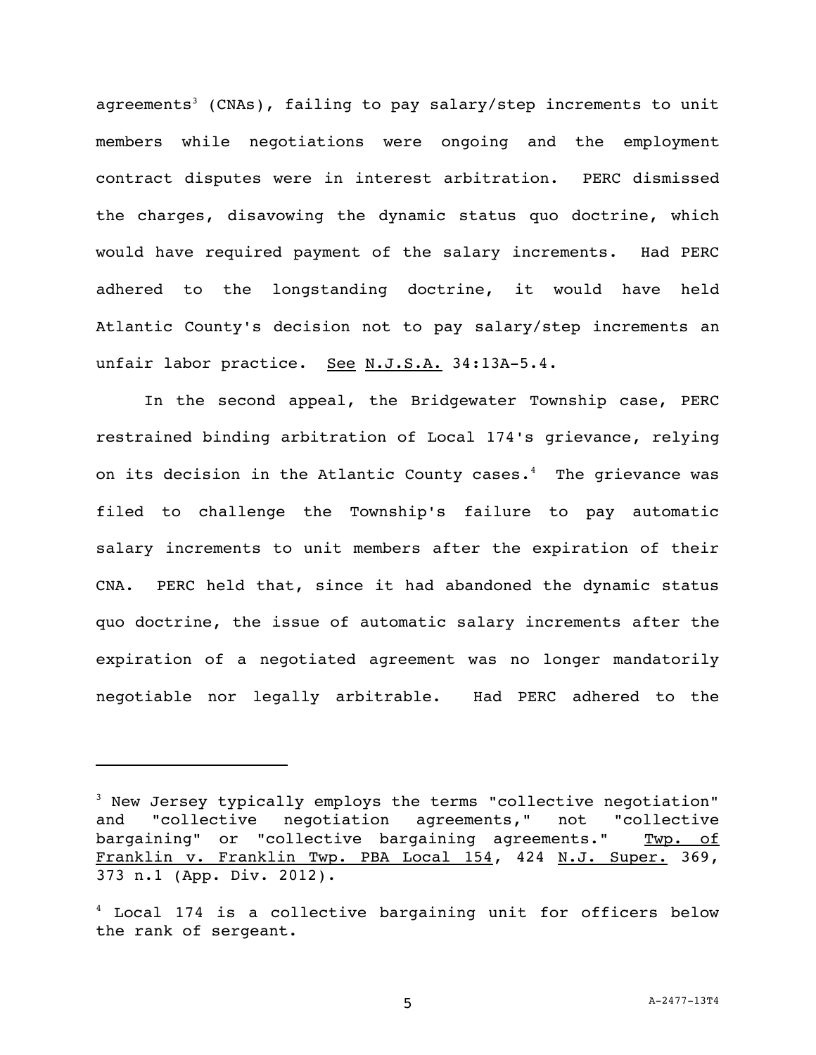agreements[3] (CNAs), failing to pay salary/step increments to unit members while negotiations were ongoing and the employment contract disputes were in interest arbitration. PERC dismissed the charges, disavowing the dynamic status quo doctrine, which would have required payment of the salary increments. Had PERC adhered to the longstanding doctrine, it would have held Atlantic County's decision not to pay salary/step increments an unfair labor practice. See N.J.S.A. 34:13A-5.4.

In the second appeal, the Bridgewater Township case, PERC restrained binding arbitration of Local 174's grievance, relying on its decision in the Atlantic County cases.[4] The grievance was filed to challenge the Township's failure to pay automatic salary increments to unit members after the expiration of their CNA. PERC held that, since it had abandoned the dynamic status quo doctrine, the issue of automatic salary increments after the expiration of a negotiated agreement was no longer mandatorily negotiable nor legally arbitrable. Had PERC adhered to the

---

[3] New Jersey typically employs the terms "collective negotiation" and "collective negotiation agreements," not "collective bargaining" or "collective bargaining agreements." Twp. of Franklin v. Franklin Twp. PBA Local 154, 424 N.J. Super. 369, 373 n.1 (App. Div. 2012).

[4] Local 174 is a collective bargaining unit for officers below the rank of sergeant.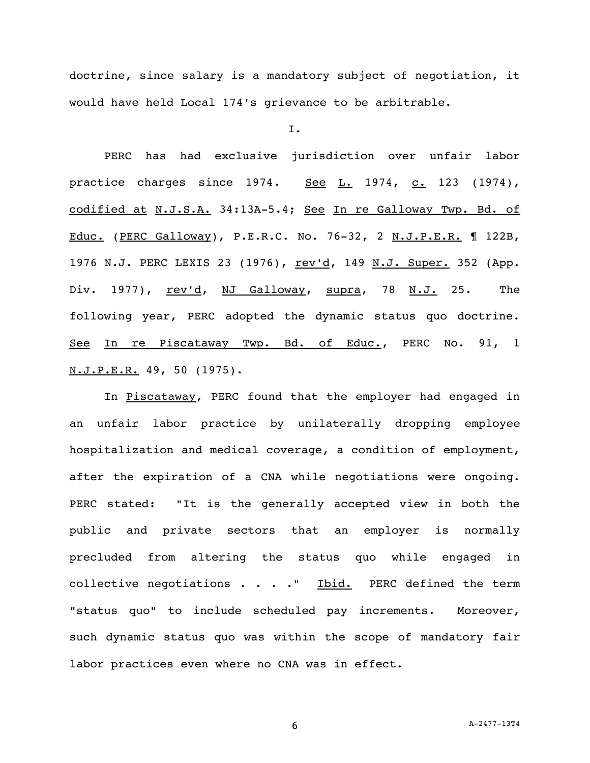doctrine, since salary is a mandatory subject of negotiation, it would have held Local 174's grievance to be arbitrable.

I.

PERC has had exclusive jurisdiction over unfair labor practice charges since 1974. <u>See</u> <u>L.</u> 1974, <u>c.</u> 123 (1974), <u>codified at</u> <u>N.J.S.A.</u> 34:13A-5.4; <u>See</u> <u>In re Galloway Twp. Bd. of Educ.</u> (<u>PERC Galloway</u>), P.E.R.C. No. 76-32, 2 <u>N.J.P.E.R.</u> ¶ 122B, 1976 N.J. PERC LEXIS 23 (1976), <u>rev'd</u>, 149 <u>N.J. Super.</u> 352 (App. Div. 1977), <u>rev'd</u>, <u>NJ Galloway</u>, <u>supra</u>, 78 <u>N.J.</u> 25. The following year, PERC adopted the dynamic status quo doctrine. <u>See</u> <u>In re Piscataway Twp. Bd. of Educ.</u>, PERC No. 91, 1 <u>N.J.P.E.R.</u> 49, 50 (1975).

In <u>Piscataway</u>, PERC found that the employer had engaged in an unfair labor practice by unilaterally dropping employee hospitalization and medical coverage, a condition of employment, after the expiration of a CNA while negotiations were ongoing. PERC stated: "It is the generally accepted view in both the public and private sectors that an employer is normally precluded from altering the status quo while engaged in collective negotiations . . . ." <u>Ibid.</u> PERC defined the term "status quo" to include scheduled pay increments. Moreover, such dynamic status quo was within the scope of mandatory fair labor practices even where no CNA was in effect.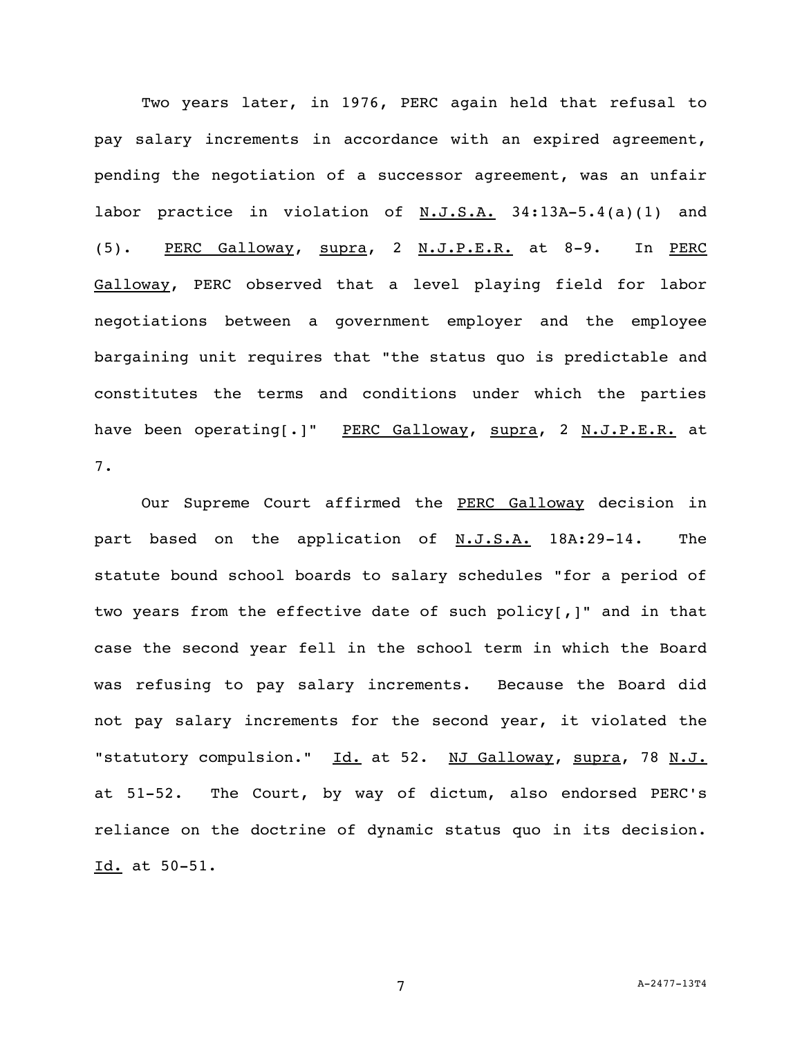Two years later, in 1976, PERC again held that refusal to pay salary increments in accordance with an expired agreement, pending the negotiation of a successor agreement, was an unfair labor practice in violation of N.J.S.A. 34:13A-5.4(a)(1) and (5). PERC Galloway, supra, 2 N.J.P.E.R. at 8-9. In PERC Galloway, PERC observed that a level playing field for labor negotiations between a government employer and the employee bargaining unit requires that "the status quo is predictable and constitutes the terms and conditions under which the parties have been operating[.]" PERC Galloway, supra, 2 N.J.P.E.R. at 7.

Our Supreme Court affirmed the PERC Galloway decision in part based on the application of N.J.S.A. 18A:29-14. The statute bound school boards to salary schedules "for a period of two years from the effective date of such policy[,]" and in that case the second year fell in the school term in which the Board was refusing to pay salary increments. Because the Board did not pay salary increments for the second year, it violated the "statutory compulsion." Id. at 52. NJ Galloway, supra, 78 N.J. at 51-52. The Court, by way of dictum, also endorsed PERC's reliance on the doctrine of dynamic status quo in its decision. Id. at 50-51.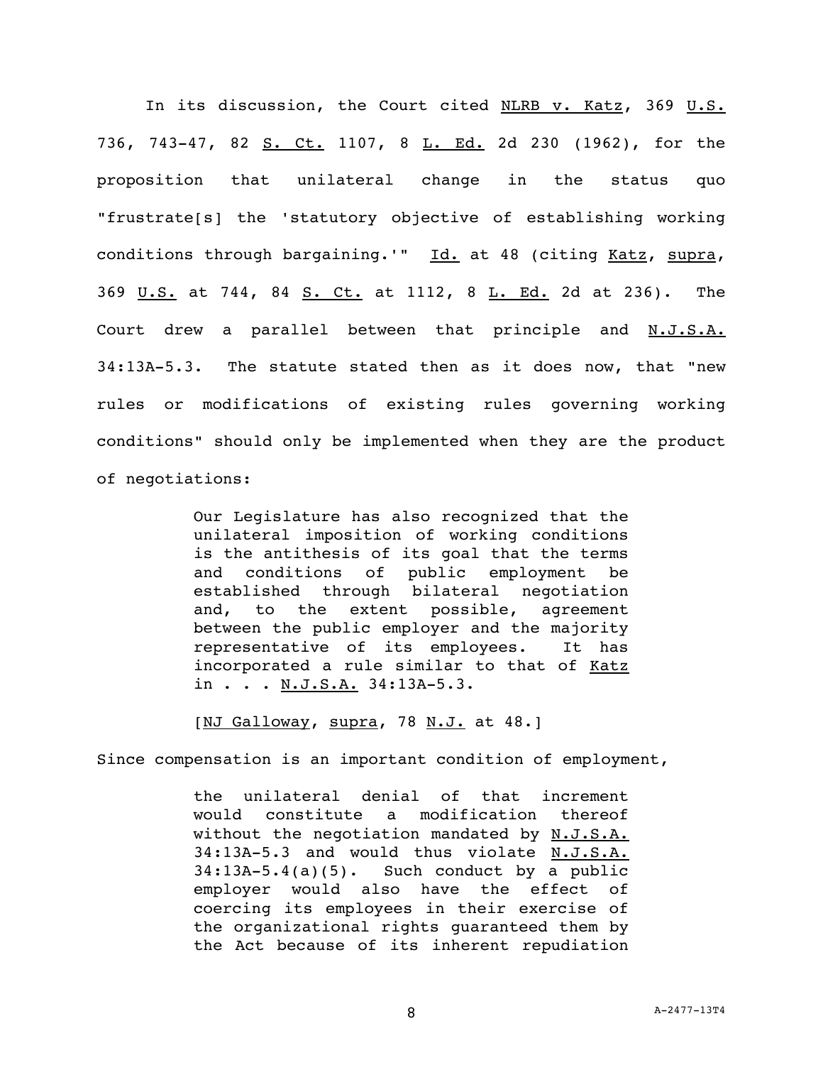In its discussion, the Court cited NLRB v. Katz, 369 U.S. 736, 743-47, 82 S. Ct. 1107, 8 L. Ed. 2d 230 (1962), for the proposition that unilateral change in the status quo "frustrate[s] the 'statutory objective of establishing working conditions through bargaining.'" Id. at 48 (citing Katz, supra, 369 U.S. at 744, 84 S. Ct. at 1112, 8 L. Ed. 2d at 236). The Court drew a parallel between that principle and N.J.S.A. 34:13A-5.3. The statute stated then as it does now, that "new rules or modifications of existing rules governing working conditions" should only be implemented when they are the product of negotiations:

> Our Legislature has also recognized that the unilateral imposition of working conditions is the antithesis of its goal that the terms and conditions of public employment be established through bilateral negotiation and, to the extent possible, agreement between the public employer and the majority representative of its employees. It has incorporated a rule similar to that of Katz in . . . N.J.S.A. 34:13A-5.3.
>
> [NJ Galloway, supra, 78 N.J. at 48.]

Since compensation is an important condition of employment,

> the unilateral denial of that increment would constitute a modification thereof without the negotiation mandated by N.J.S.A. 34:13A-5.3 and would thus violate N.J.S.A. 34:13A-5.4(a)(5). Such conduct by a public employer would also have the effect of coercing its employees in their exercise of the organizational rights guaranteed them by the Act because of its inherent repudiation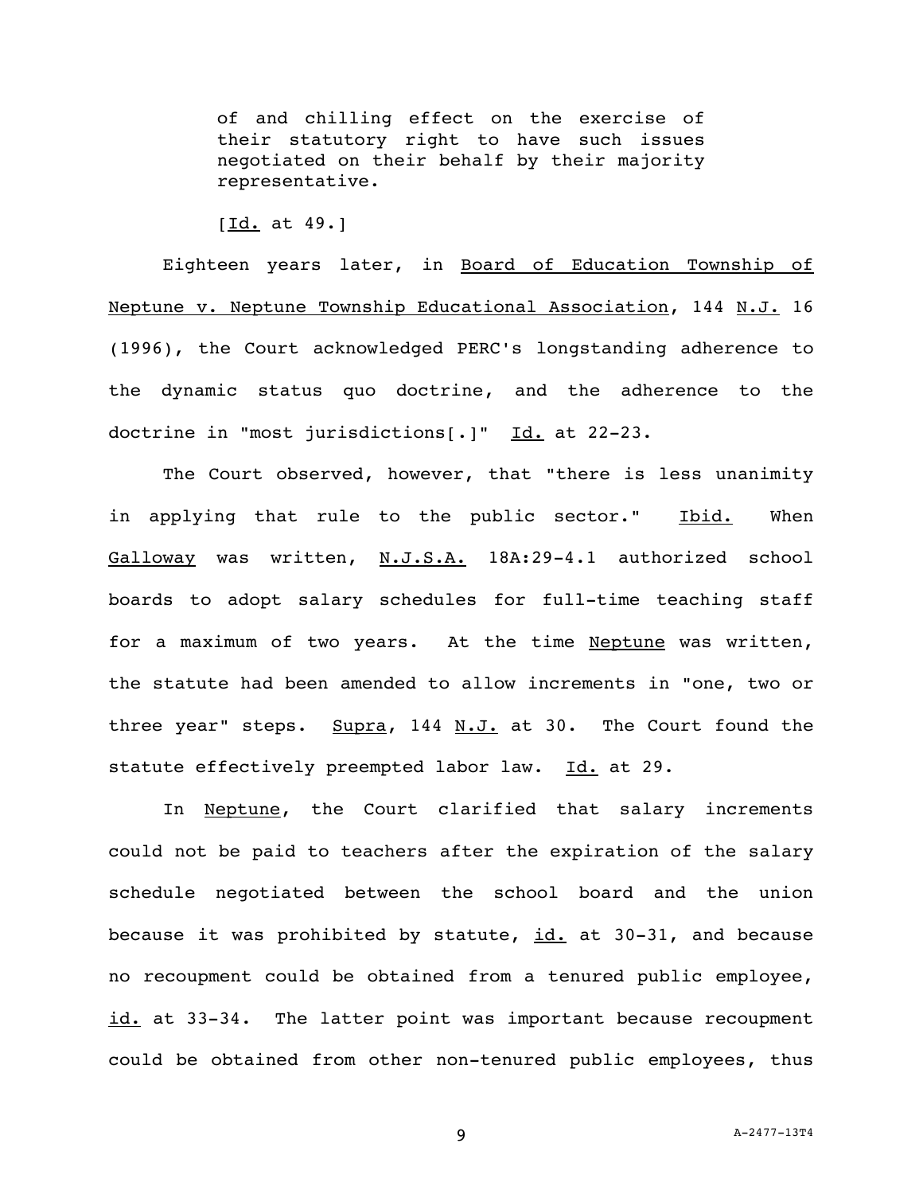> of and chilling effect on the exercise of their statutory right to have such issues negotiated on their behalf by their majority representative.
>
> [Id. at 49.]

Eighteen years later, in Board of Education Township of Neptune v. Neptune Township Educational Association, 144 N.J. 16 (1996), the Court acknowledged PERC's longstanding adherence to the dynamic status quo doctrine, and the adherence to the doctrine in "most jurisdictions[.]" Id. at 22-23.

The Court observed, however, that "there is less unanimity in applying that rule to the public sector." Ibid. When Galloway was written, N.J.S.A. 18A:29-4.1 authorized school boards to adopt salary schedules for full-time teaching staff for a maximum of two years. At the time Neptune was written, the statute had been amended to allow increments in "one, two or three year" steps. Supra, 144 N.J. at 30. The Court found the statute effectively preempted labor law. Id. at 29.

In Neptune, the Court clarified that salary increments could not be paid to teachers after the expiration of the salary schedule negotiated between the school board and the union because it was prohibited by statute, id. at 30-31, and because no recoupment could be obtained from a tenured public employee, id. at 33-34. The latter point was important because recoupment could be obtained from other non-tenured public employees, thus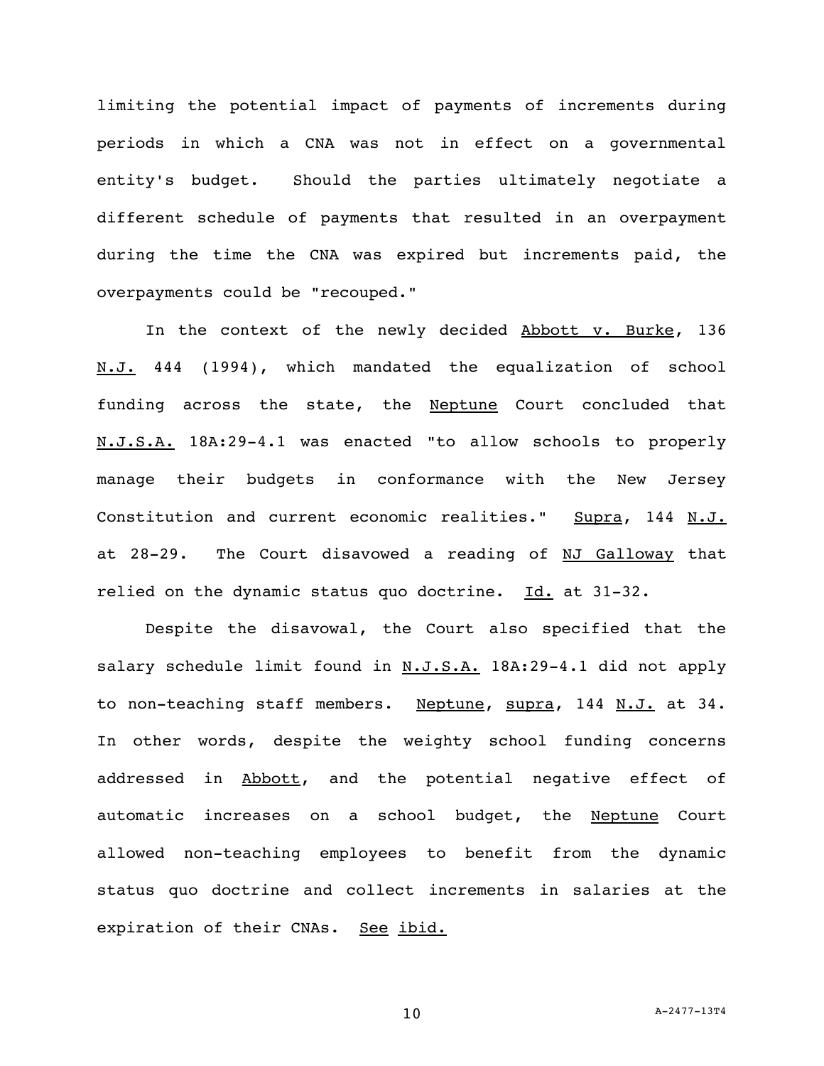limiting the potential impact of payments of increments during periods in which a CNA was not in effect on a governmental entity's budget. Should the parties ultimately negotiate a different schedule of payments that resulted in an overpayment during the time the CNA was expired but increments paid, the overpayments could be "recouped."

In the context of the newly decided Abbott v. Burke, 136 N.J. 444 (1994), which mandated the equalization of school funding across the state, the Neptune Court concluded that N.J.S.A. 18A:29-4.1 was enacted "to allow schools to properly manage their budgets in conformance with the New Jersey Constitution and current economic realities." Supra, 144 N.J. at 28-29. The Court disavowed a reading of NJ Galloway that relied on the dynamic status quo doctrine. Id. at 31-32.

Despite the disavowal, the Court also specified that the salary schedule limit found in N.J.S.A. 18A:29-4.1 did not apply to non-teaching staff members. Neptune, supra, 144 N.J. at 34. In other words, despite the weighty school funding concerns addressed in Abbott, and the potential negative effect of automatic increases on a school budget, the Neptune Court allowed non-teaching employees to benefit from the dynamic status quo doctrine and collect increments in salaries at the expiration of their CNAs. See ibid.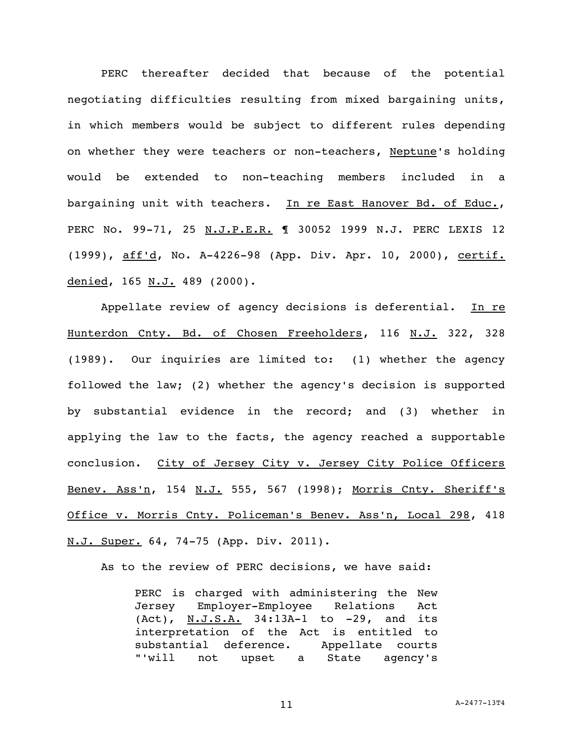PERC thereafter decided that because of the potential negotiating difficulties resulting from mixed bargaining units, in which members would be subject to different rules depending on whether they were teachers or non-teachers, Neptune's holding would be extended to non-teaching members included in a bargaining unit with teachers. In re East Hanover Bd. of Educ., PERC No. 99-71, 25 N.J.P.E.R. ¶ 30052 1999 N.J. PERC LEXIS 12 (1999), aff'd, No. A-4226-98 (App. Div. Apr. 10, 2000), certif. denied, 165 N.J. 489 (2000).

Appellate review of agency decisions is deferential. In re Hunterdon Cnty. Bd. of Chosen Freeholders, 116 N.J. 322, 328 (1989). Our inquiries are limited to: (1) whether the agency followed the law; (2) whether the agency's decision is supported by substantial evidence in the record; and (3) whether in applying the law to the facts, the agency reached a supportable conclusion. City of Jersey City v. Jersey City Police Officers Benev. Ass'n, 154 N.J. 555, 567 (1998); Morris Cnty. Sheriff's Office v. Morris Cnty. Policeman's Benev. Ass'n, Local 298, 418 N.J. Super. 64, 74-75 (App. Div. 2011).

As to the review of PERC decisions, we have said:

> PERC is charged with administering the New Jersey Employer-Employee Relations Act (Act), N.J.S.A. 34:13A-1 to -29, and its interpretation of the Act is entitled to substantial deference. Appellate courts "'will not upset a State agency's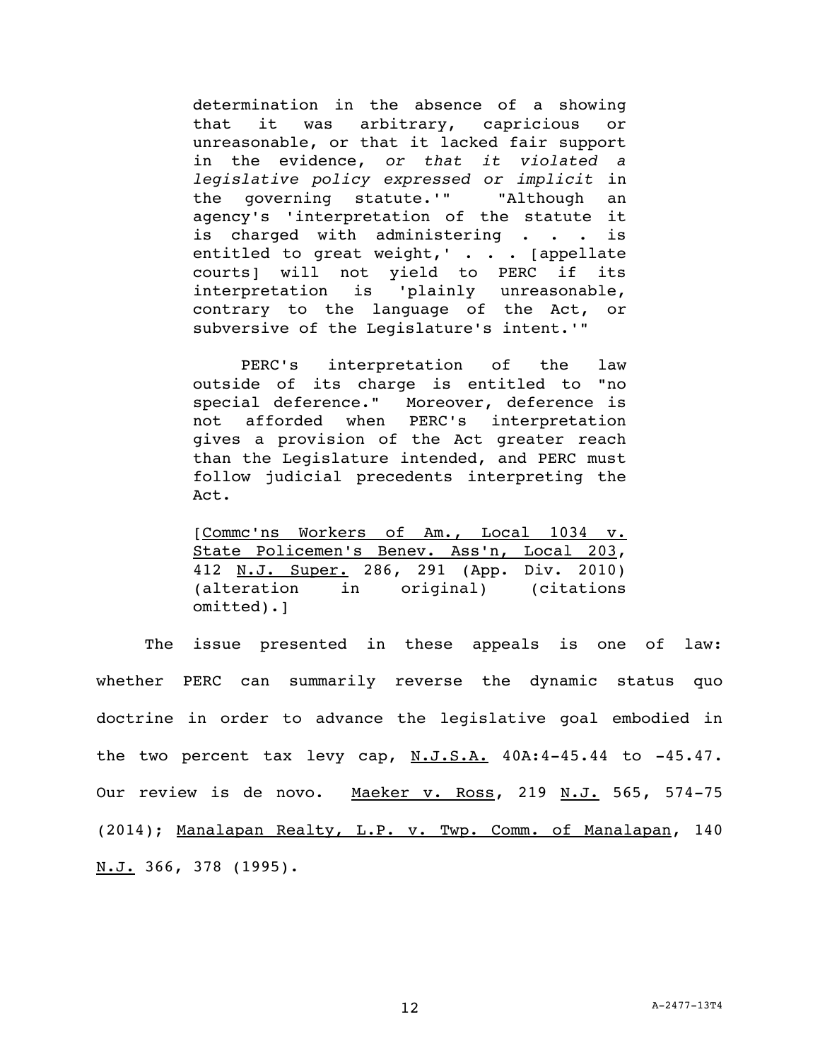> determination in the absence of a showing that it was arbitrary, capricious or unreasonable, or that it lacked fair support in the evidence, *or that it violated a legislative policy expressed or implicit* in the governing statute.'" "Although an agency's 'interpretation of the statute it is charged with administering . . . is entitled to great weight,' . . . [appellate courts] will not yield to PERC if its interpretation is 'plainly unreasonable, contrary to the language of the Act, or subversive of the Legislature's intent.'"
>
> PERC's interpretation of the law outside of its charge is entitled to "no special deference." Moreover, deference is not afforded when PERC's interpretation gives a provision of the Act greater reach than the Legislature intended, and PERC must follow judicial precedents interpreting the Act.
>
> [Commc'ns Workers of Am., Local 1034 v. State Policemen's Benev. Ass'n, Local 203, 412 N.J. Super. 286, 291 (App. Div. 2010) (alteration in original) (citations omitted).]

The issue presented in these appeals is one of law: whether PERC can summarily reverse the dynamic status quo doctrine in order to advance the legislative goal embodied in the two percent tax levy cap, N.J.S.A. 40A:4-45.44 to -45.47. Our review is de novo. Maeker v. Ross, 219 N.J. 565, 574-75 (2014); Manalapan Realty, L.P. v. Twp. Comm. of Manalapan, 140 N.J. 366, 378 (1995).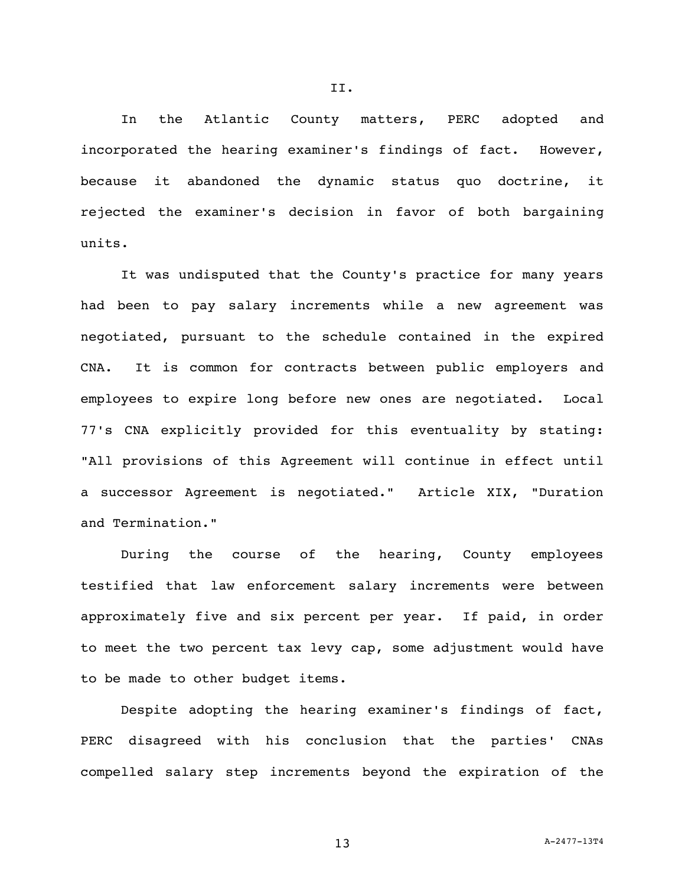## II.

In the Atlantic County matters, PERC adopted and incorporated the hearing examiner's findings of fact. However, because it abandoned the dynamic status quo doctrine, it rejected the examiner's decision in favor of both bargaining units.

It was undisputed that the County's practice for many years had been to pay salary increments while a new agreement was negotiated, pursuant to the schedule contained in the expired CNA. It is common for contracts between public employers and employees to expire long before new ones are negotiated. Local 77's CNA explicitly provided for this eventuality by stating: "All provisions of this Agreement will continue in effect until a successor Agreement is negotiated." Article XIX, "Duration and Termination."

During the course of the hearing, County employees testified that law enforcement salary increments were between approximately five and six percent per year. If paid, in order to meet the two percent tax levy cap, some adjustment would have to be made to other budget items.

Despite adopting the hearing examiner's findings of fact, PERC disagreed with his conclusion that the parties' CNAs compelled salary step increments beyond the expiration of the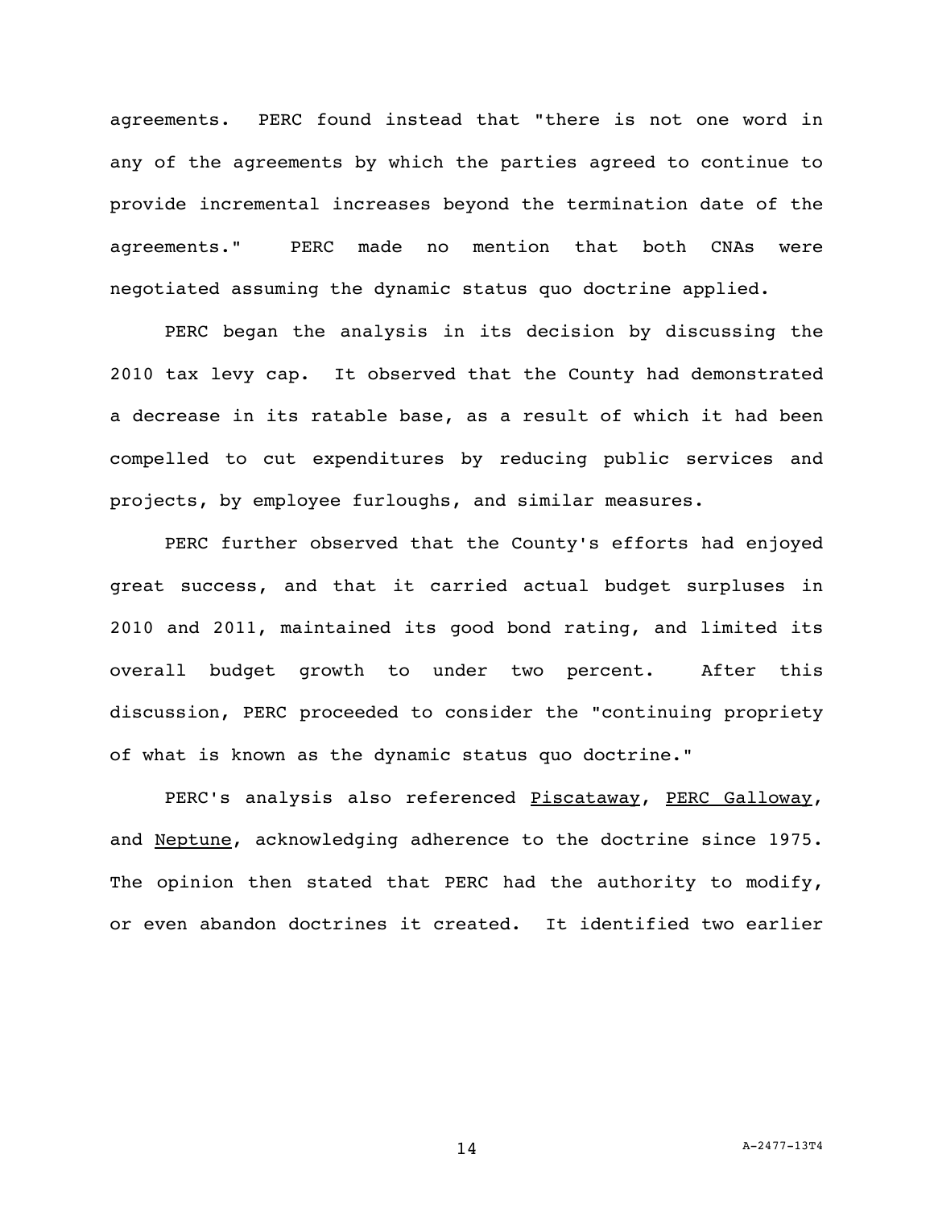agreements. PERC found instead that "there is not one word in any of the agreements by which the parties agreed to continue to provide incremental increases beyond the termination date of the agreements." PERC made no mention that both CNAs were negotiated assuming the dynamic status quo doctrine applied.

PERC began the analysis in its decision by discussing the 2010 tax levy cap. It observed that the County had demonstrated a decrease in its ratable base, as a result of which it had been compelled to cut expenditures by reducing public services and projects, by employee furloughs, and similar measures.

PERC further observed that the County's efforts had enjoyed great success, and that it carried actual budget surpluses in 2010 and 2011, maintained its good bond rating, and limited its overall budget growth to under two percent. After this discussion, PERC proceeded to consider the "continuing propriety of what is known as the dynamic status quo doctrine."

PERC's analysis also referenced _Piscataway_, _PERC Galloway_, and _Neptune_, acknowledging adherence to the doctrine since 1975. The opinion then stated that PERC had the authority to modify, or even abandon doctrines it created. It identified two earlier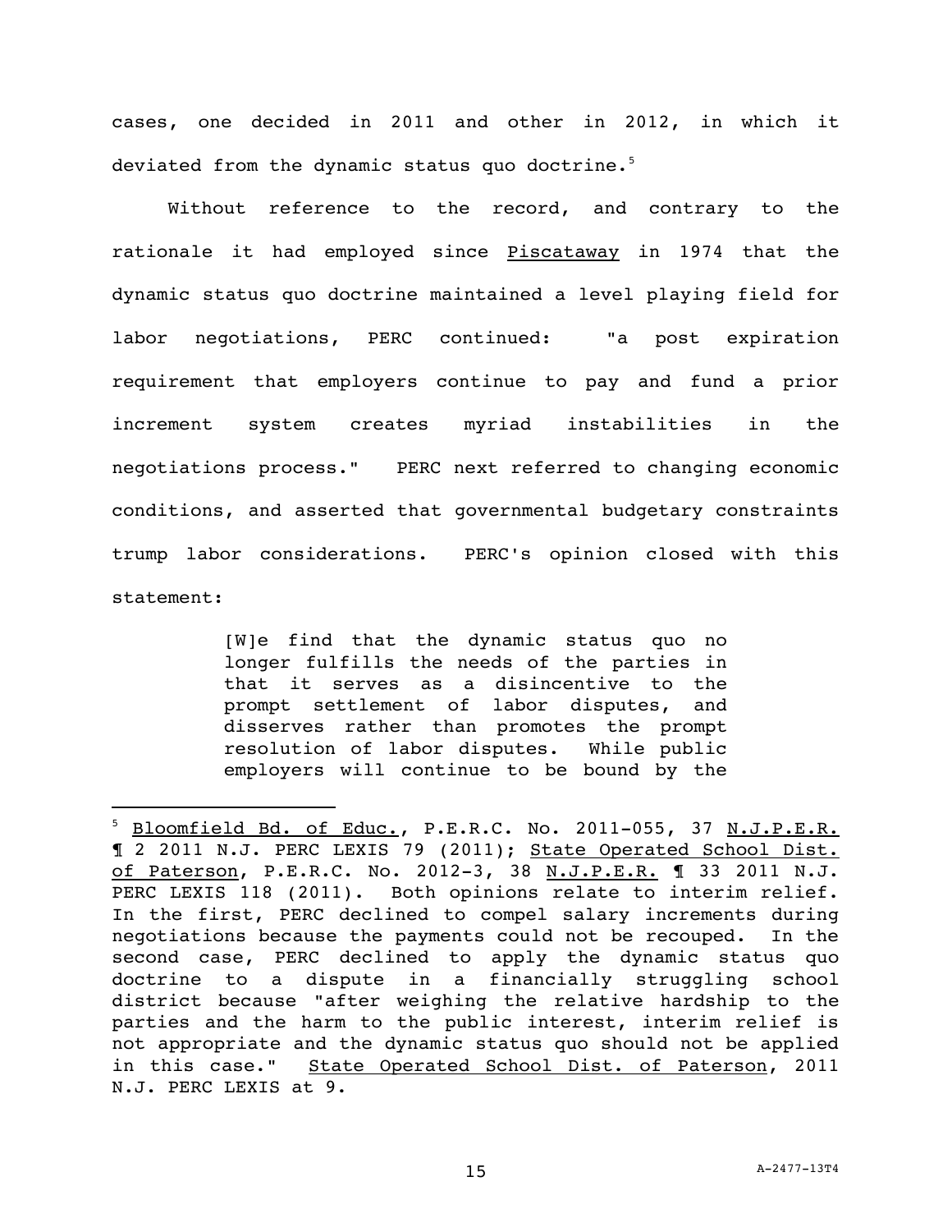cases, one decided in 2011 and other in 2012, in which it deviated from the dynamic status quo doctrine.[5]

Without reference to the record, and contrary to the rationale it had employed since Piscataway in 1974 that the dynamic status quo doctrine maintained a level playing field for labor negotiations, PERC continued: "a post expiration requirement that employers continue to pay and fund a prior increment system creates myriad instabilities in the negotiations process." PERC next referred to changing economic conditions, and asserted that governmental budgetary constraints trump labor considerations. PERC's opinion closed with this statement:

> [W]e find that the dynamic status quo no longer fulfills the needs of the parties in that it serves as a disincentive to the prompt settlement of labor disputes, and disserves rather than promotes the prompt resolution of labor disputes. While public employers will continue to be bound by the

---

[5] Bloomfield Bd. of Educ., P.E.R.C. No. 2011-055, 37 N.J.P.E.R. ¶ 2 2011 N.J. PERC LEXIS 79 (2011); State Operated School Dist. of Paterson, P.E.R.C. No. 2012-3, 38 N.J.P.E.R. ¶ 33 2011 N.J. PERC LEXIS 118 (2011). Both opinions relate to interim relief. In the first, PERC declined to compel salary increments during negotiations because the payments could not be recouped. In the second case, PERC declined to apply the dynamic status quo doctrine to a dispute in a financially struggling school district because "after weighing the relative hardship to the parties and the harm to the public interest, interim relief is not appropriate and the dynamic status quo should not be applied in this case." State Operated School Dist. of Paterson, 2011 N.J. PERC LEXIS at 9.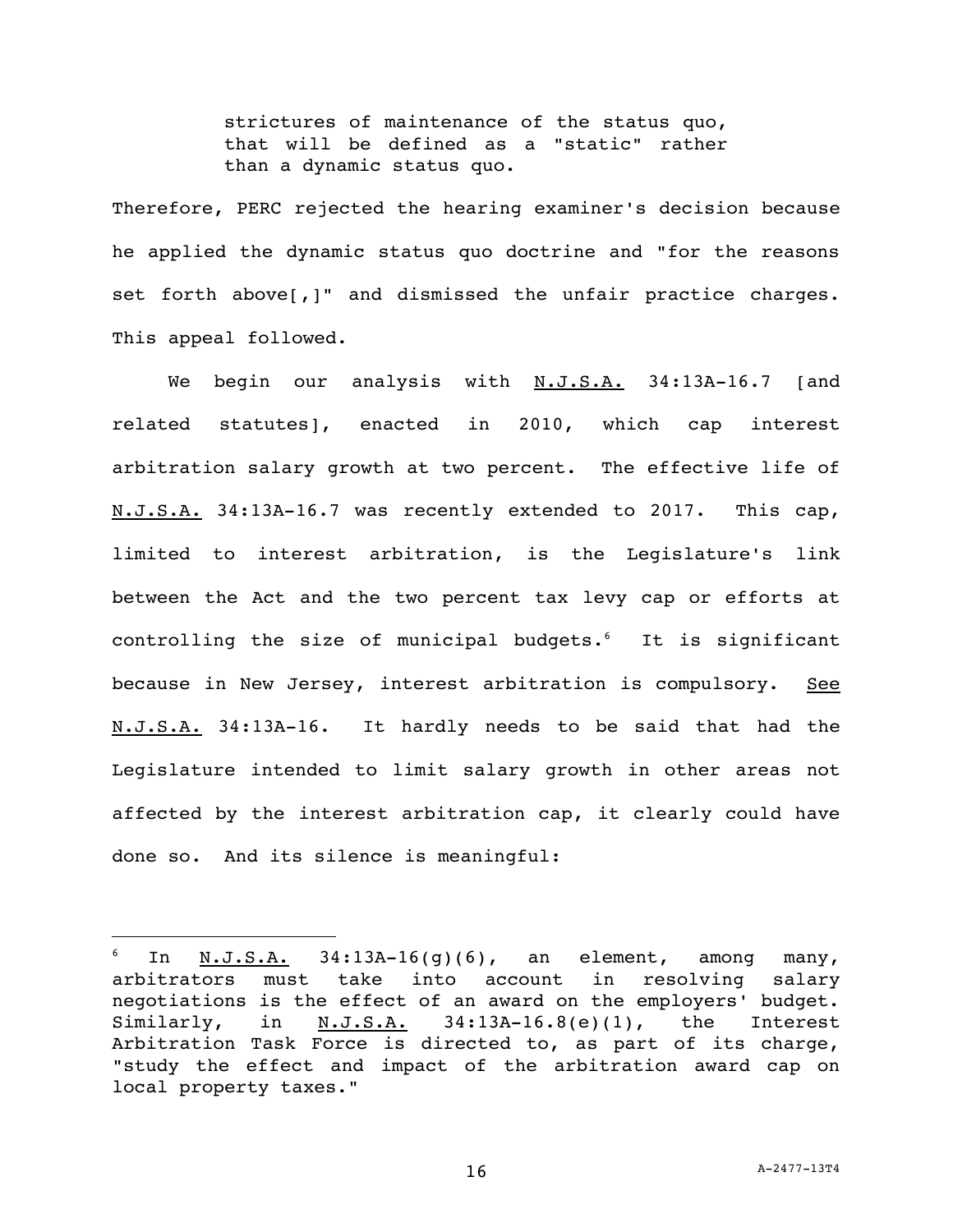strictures of maintenance of the status quo, that will be defined as a "static" rather than a dynamic status quo.

Therefore, PERC rejected the hearing examiner's decision because he applied the dynamic status quo doctrine and "for the reasons set forth above[,]" and dismissed the unfair practice charges. This appeal followed.

We begin our analysis with N.J.S.A. 34:13A-16.7 [and related statutes], enacted in 2010, which cap interest arbitration salary growth at two percent. The effective life of N.J.S.A. 34:13A-16.7 was recently extended to 2017. This cap, limited to interest arbitration, is the Legislature's link between the Act and the two percent tax levy cap or efforts at controlling the size of municipal budgets.[6] It is significant because in New Jersey, interest arbitration is compulsory. See N.J.S.A. 34:13A-16. It hardly needs to be said that had the Legislature intended to limit salary growth in other areas not affected by the interest arbitration cap, it clearly could have done so. And its silence is meaningful:

---

[6] In N.J.S.A. 34:13A-16(g)(6), an element, among many, arbitrators must take into account in resolving salary negotiations is the effect of an award on the employers' budget. Similarly, in N.J.S.A. 34:13A-16.8(e)(1), the Interest Arbitration Task Force is directed to, as part of its charge, "study the effect and impact of the arbitration award cap on local property taxes."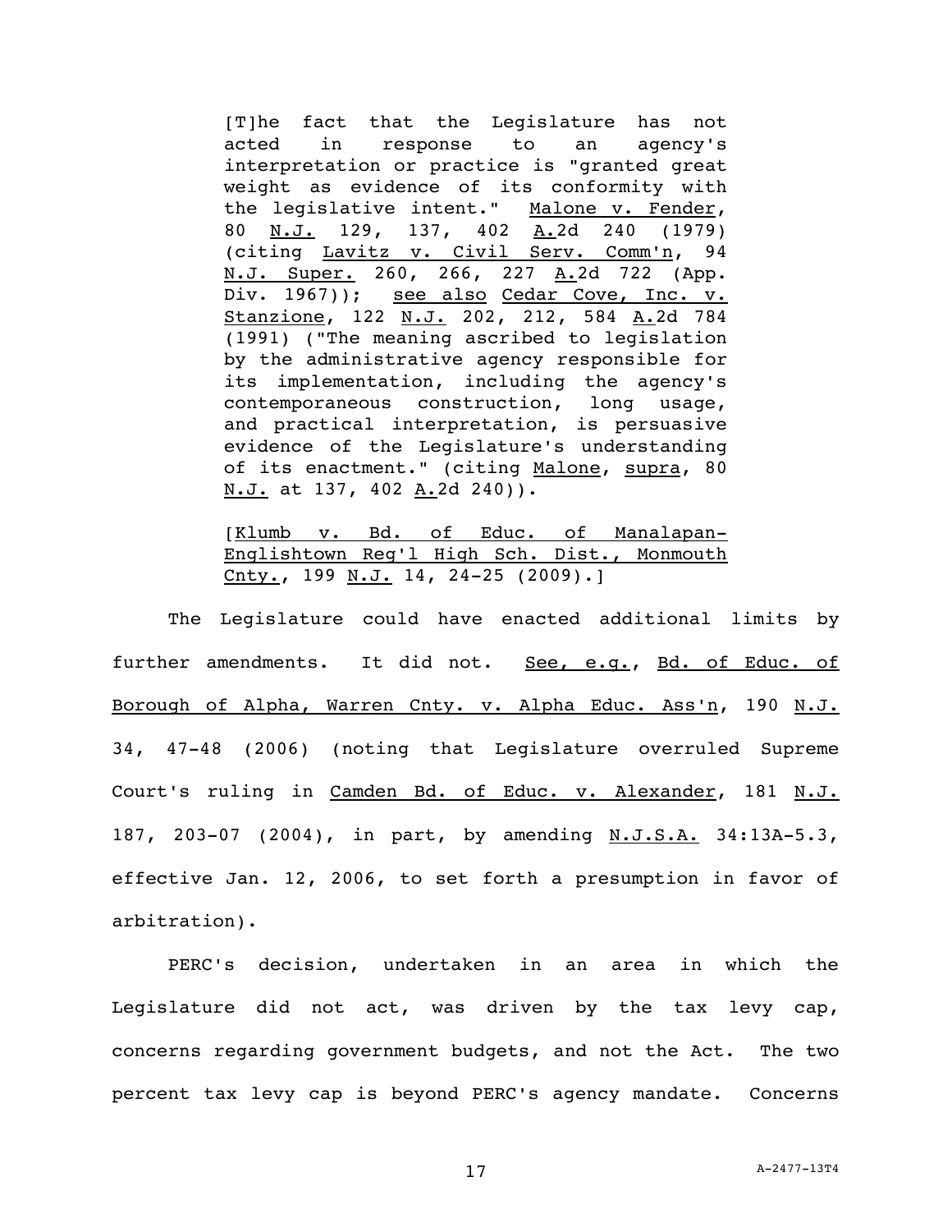> [T]he fact that the Legislature has not acted in response to an agency's interpretation or practice is "granted great weight as evidence of its conformity with the legislative intent." Malone v. Fender, 80 N.J. 129, 137, 402 A.2d 240 (1979) (citing Lavitz v. Civil Serv. Comm'n, 94 N.J. Super. 260, 266, 227 A.2d 722 (App. Div. 1967)); see also Cedar Cove, Inc. v. Stanzione, 122 N.J. 202, 212, 584 A.2d 784 (1991) ("The meaning ascribed to legislation by the administrative agency responsible for its implementation, including the agency's contemporaneous construction, long usage, and practical interpretation, is persuasive evidence of the Legislature's understanding of its enactment." (citing Malone, supra, 80 N.J. at 137, 402 A.2d 240)).
>
> [Klumb v. Bd. of Educ. of Manalapan-Englishtown Reg'l High Sch. Dist., Monmouth Cnty., 199 N.J. 14, 24-25 (2009).]

The Legislature could have enacted additional limits by further amendments. It did not. See, e.g., Bd. of Educ. of Borough of Alpha, Warren Cnty. v. Alpha Educ. Ass'n, 190 N.J. 34, 47-48 (2006) (noting that Legislature overruled Supreme Court's ruling in Camden Bd. of Educ. v. Alexander, 181 N.J. 187, 203-07 (2004), in part, by amending N.J.S.A. 34:13A-5.3, effective Jan. 12, 2006, to set forth a presumption in favor of arbitration).

PERC's decision, undertaken in an area in which the Legislature did not act, was driven by the tax levy cap, concerns regarding government budgets, and not the Act. The two percent tax levy cap is beyond PERC's agency mandate. Concerns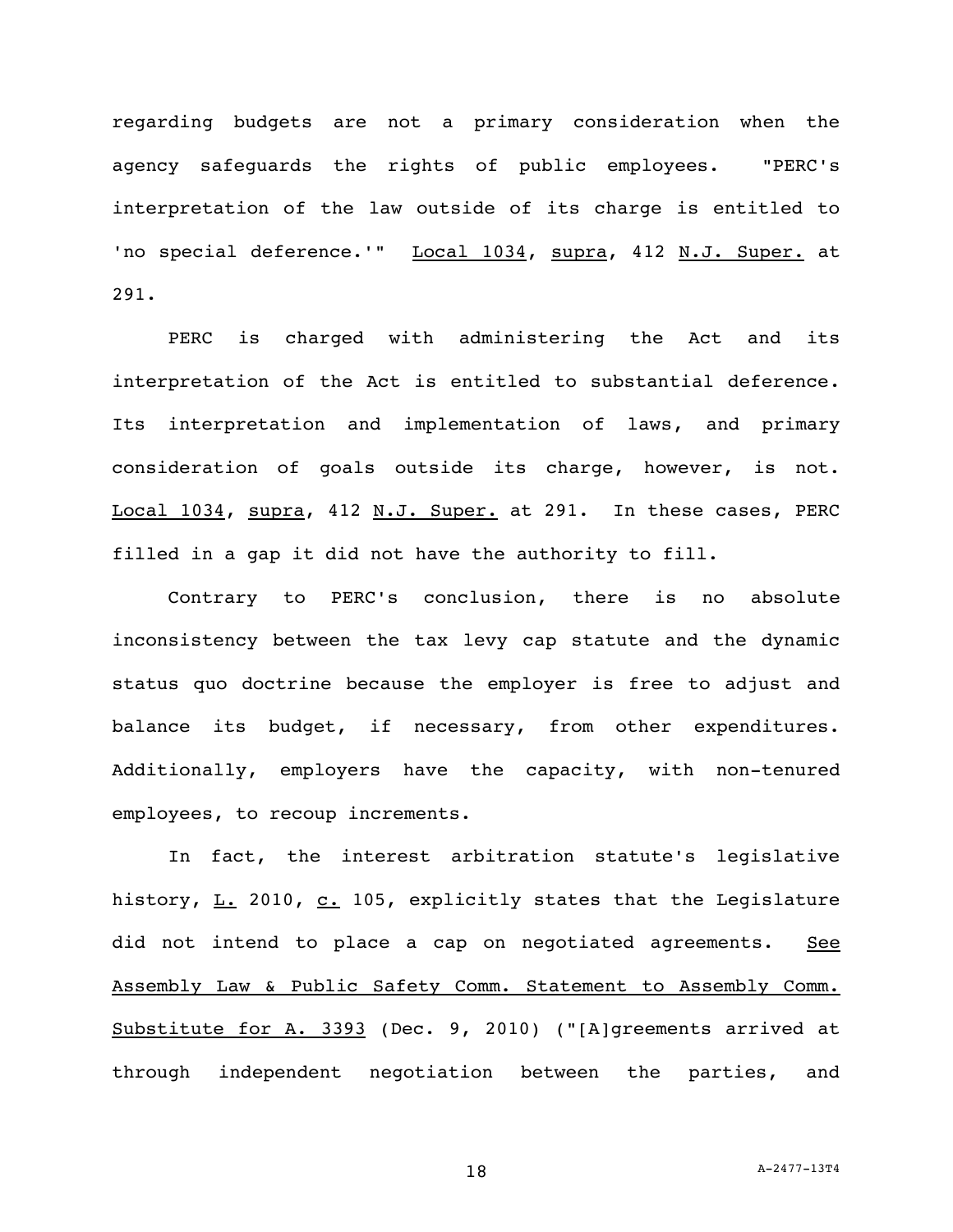regarding budgets are not a primary consideration when the agency safeguards the rights of public employees. "PERC's interpretation of the law outside of its charge is entitled to 'no special deference.'" Local 1034, supra, 412 N.J. Super. at 291.

PERC is charged with administering the Act and its interpretation of the Act is entitled to substantial deference. Its interpretation and implementation of laws, and primary consideration of goals outside its charge, however, is not. Local 1034, supra, 412 N.J. Super. at 291. In these cases, PERC filled in a gap it did not have the authority to fill.

Contrary to PERC's conclusion, there is no absolute inconsistency between the tax levy cap statute and the dynamic status quo doctrine because the employer is free to adjust and balance its budget, if necessary, from other expenditures. Additionally, employers have the capacity, with non-tenured employees, to recoup increments.

In fact, the interest arbitration statute's legislative history, L. 2010, c. 105, explicitly states that the Legislature did not intend to place a cap on negotiated agreements. See Assembly Law & Public Safety Comm. Statement to Assembly Comm. Substitute for A. 3393 (Dec. 9, 2010) ("[A]greements arrived at through independent negotiation between the parties, and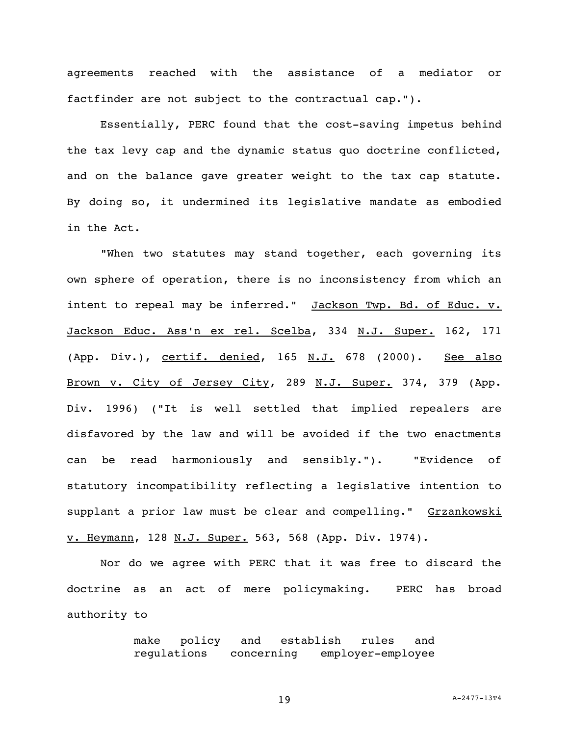agreements reached with the assistance of a mediator or factfinder are not subject to the contractual cap.").

Essentially, PERC found that the cost-saving impetus behind the tax levy cap and the dynamic status quo doctrine conflicted, and on the balance gave greater weight to the tax cap statute. By doing so, it undermined its legislative mandate as embodied in the Act.

"When two statutes may stand together, each governing its own sphere of operation, there is no inconsistency from which an intent to repeal may be inferred." Jackson Twp. Bd. of Educ. v. Jackson Educ. Ass'n ex rel. Scelba, 334 N.J. Super. 162, 171 (App. Div.), certif. denied, 165 N.J. 678 (2000). See also Brown v. City of Jersey City, 289 N.J. Super. 374, 379 (App. Div. 1996) ("It is well settled that implied repealers are disfavored by the law and will be avoided if the two enactments can be read harmoniously and sensibly."). "Evidence of statutory incompatibility reflecting a legislative intention to supplant a prior law must be clear and compelling." Grzankowski v. Heymann, 128 N.J. Super. 563, 568 (App. Div. 1974).

Nor do we agree with PERC that it was free to discard the doctrine as an act of mere policymaking. PERC has broad authority to

> make policy and establish rules and regulations concerning employer-employee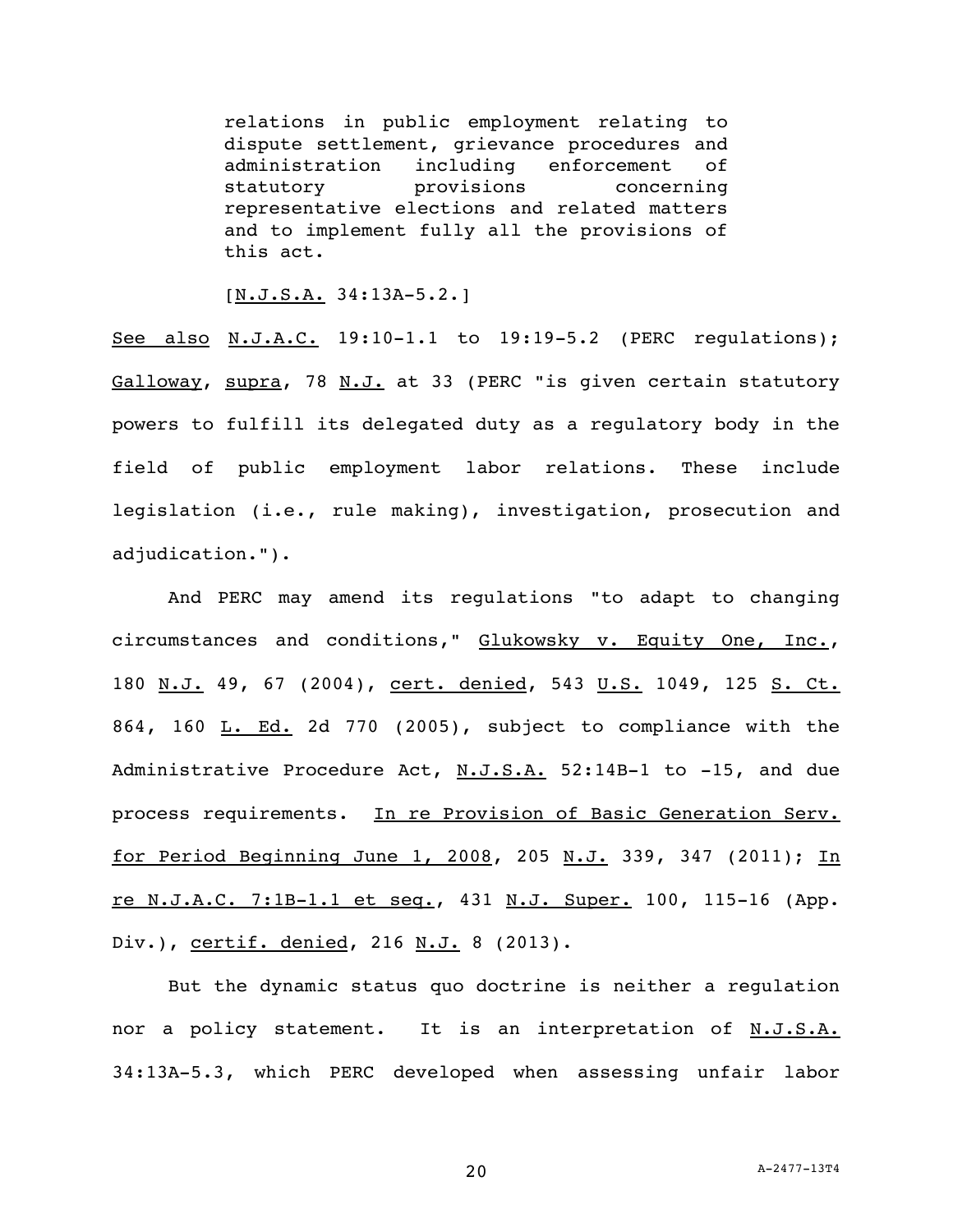> relations in public employment relating to dispute settlement, grievance procedures and administration including enforcement of statutory provisions concerning representative elections and related matters and to implement fully all the provisions of this act.
>
> [N.J.S.A. 34:13A-5.2.]

See also N.J.A.C. 19:10-1.1 to 19:19-5.2 (PERC regulations); Galloway, supra, 78 N.J. at 33 (PERC "is given certain statutory powers to fulfill its delegated duty as a regulatory body in the field of public employment labor relations. These include legislation (i.e., rule making), investigation, prosecution and adjudication.").

And PERC may amend its regulations "to adapt to changing circumstances and conditions," Glukowsky v. Equity One, Inc., 180 N.J. 49, 67 (2004), cert. denied, 543 U.S. 1049, 125 S. Ct. 864, 160 L. Ed. 2d 770 (2005), subject to compliance with the Administrative Procedure Act, N.J.S.A. 52:14B-1 to -15, and due process requirements. In re Provision of Basic Generation Serv. for Period Beginning June 1, 2008, 205 N.J. 339, 347 (2011); In re N.J.A.C. 7:1B-1.1 et seq., 431 N.J. Super. 100, 115-16 (App. Div.), certif. denied, 216 N.J. 8 (2013).

But the dynamic status quo doctrine is neither a regulation nor a policy statement. It is an interpretation of N.J.S.A. 34:13A-5.3, which PERC developed when assessing unfair labor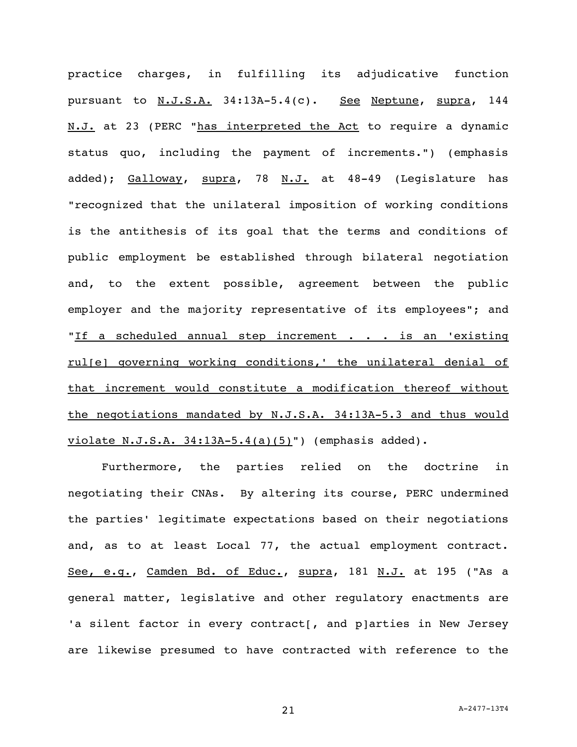practice charges, in fulfilling its adjudicative function pursuant to N.J.S.A. 34:13A-5.4(c). See Neptune, supra, 144 N.J. at 23 (PERC "has interpreted the Act to require a dynamic status quo, including the payment of increments.") (emphasis added); Galloway, supra, 78 N.J. at 48-49 (Legislature has "recognized that the unilateral imposition of working conditions is the antithesis of its goal that the terms and conditions of public employment be established through bilateral negotiation and, to the extent possible, agreement between the public employer and the majority representative of its employees"; and "If a scheduled annual step increment . . . is an 'existing rul[e] governing working conditions,' the unilateral denial of that increment would constitute a modification thereof without the negotiations mandated by N.J.S.A. 34:13A-5.3 and thus would violate N.J.S.A. 34:13A-5.4(a)(5)") (emphasis added).

Furthermore, the parties relied on the doctrine in negotiating their CNAs. By altering its course, PERC undermined the parties' legitimate expectations based on their negotiations and, as to at least Local 77, the actual employment contract. See, e.g., Camden Bd. of Educ., supra, 181 N.J. at 195 ("As a general matter, legislative and other regulatory enactments are 'a silent factor in every contract[, and p]arties in New Jersey are likewise presumed to have contracted with reference to the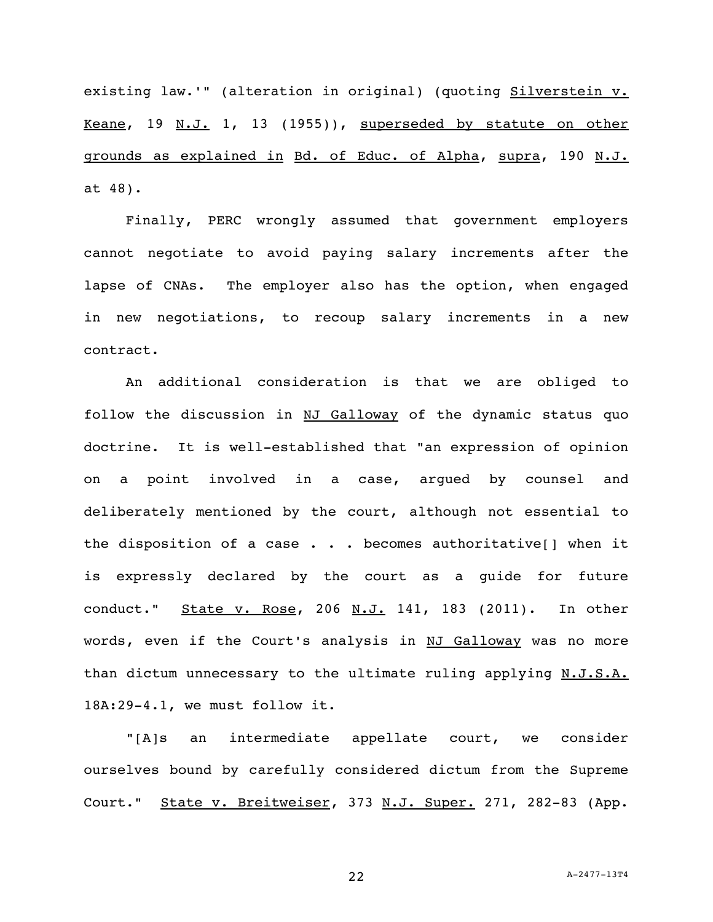existing law.'" (alteration in original) (quoting Silverstein v. Keane, 19 N.J. 1, 13 (1955)), superseded by statute on other grounds as explained in Bd. of Educ. of Alpha, supra, 190 N.J. at 48).

Finally, PERC wrongly assumed that government employers cannot negotiate to avoid paying salary increments after the lapse of CNAs. The employer also has the option, when engaged in new negotiations, to recoup salary increments in a new contract.

An additional consideration is that we are obliged to follow the discussion in NJ Galloway of the dynamic status quo doctrine. It is well-established that "an expression of opinion on a point involved in a case, argued by counsel and deliberately mentioned by the court, although not essential to the disposition of a case . . . becomes authoritative[] when it is expressly declared by the court as a guide for future conduct." State v. Rose, 206 N.J. 141, 183 (2011). In other words, even if the Court's analysis in NJ Galloway was no more than dictum unnecessary to the ultimate ruling applying N.J.S.A. 18A:29-4.1, we must follow it.

"[A]s an intermediate appellate court, we consider ourselves bound by carefully considered dictum from the Supreme Court." State v. Breitweiser, 373 N.J. Super. 271, 282-83 (App.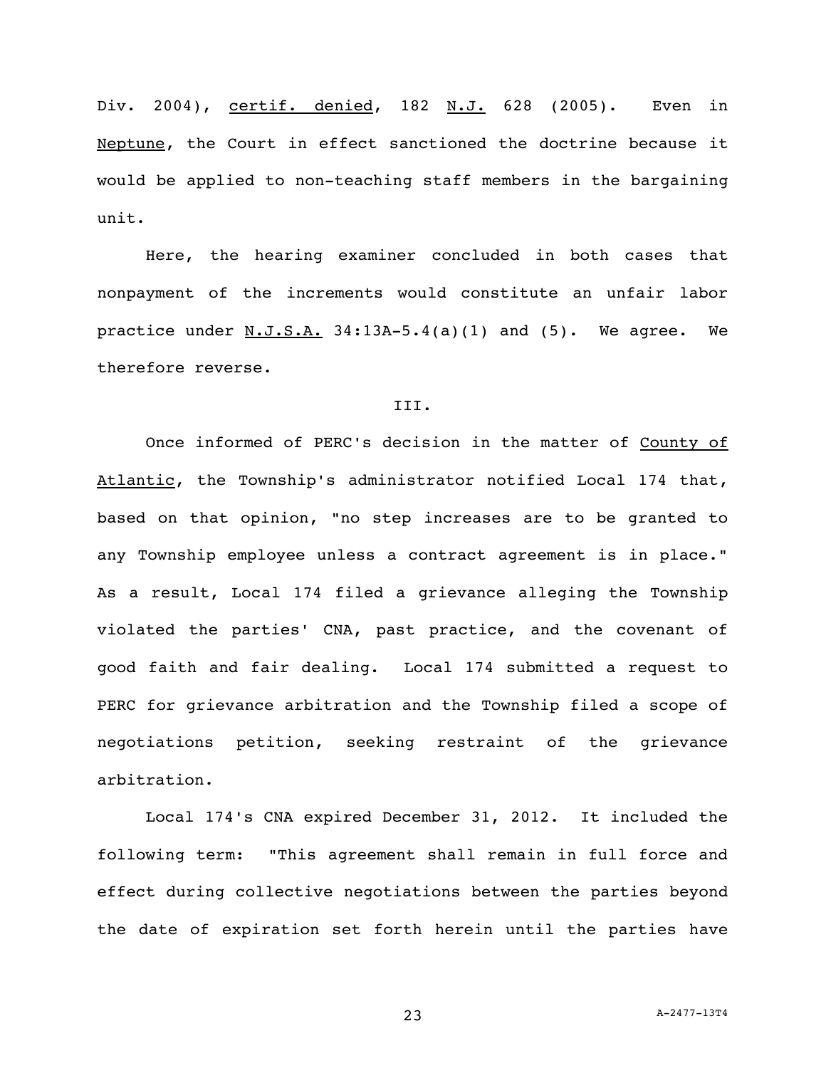Div. 2004), certif. denied, 182 N.J. 628 (2005). Even in Neptune, the Court in effect sanctioned the doctrine because it would be applied to non-teaching staff members in the bargaining unit.

Here, the hearing examiner concluded in both cases that nonpayment of the increments would constitute an unfair labor practice under N.J.S.A. 34:13A-5.4(a)(1) and (5). We agree. We therefore reverse.

## III.

Once informed of PERC's decision in the matter of County of Atlantic, the Township's administrator notified Local 174 that, based on that opinion, "no step increases are to be granted to any Township employee unless a contract agreement is in place." As a result, Local 174 filed a grievance alleging the Township violated the parties' CNA, past practice, and the covenant of good faith and fair dealing. Local 174 submitted a request to PERC for grievance arbitration and the Township filed a scope of negotiations petition, seeking restraint of the grievance arbitration.

Local 174's CNA expired December 31, 2012. It included the following term: "This agreement shall remain in full force and effect during collective negotiations between the parties beyond the date of expiration set forth herein until the parties have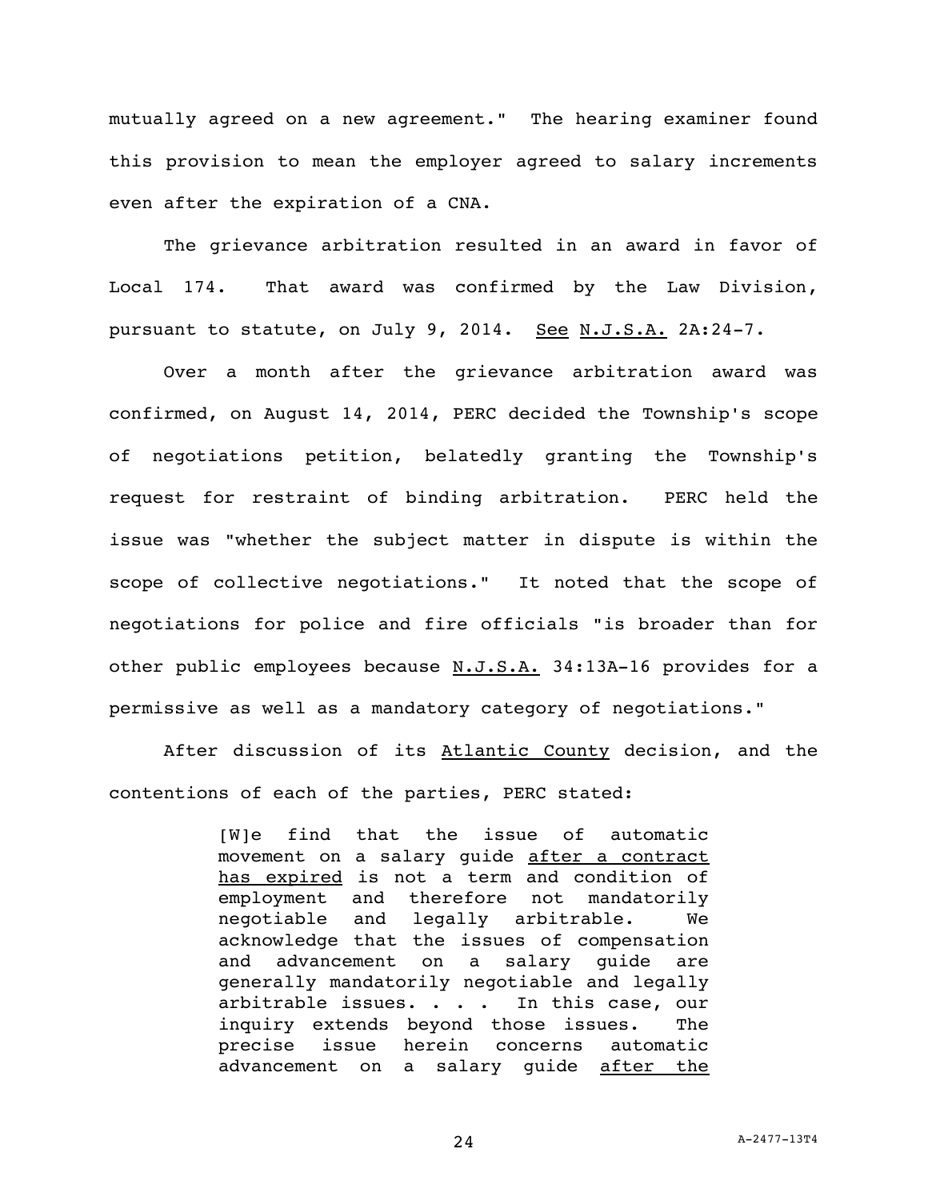mutually agreed on a new agreement." The hearing examiner found this provision to mean the employer agreed to salary increments even after the expiration of a CNA.

The grievance arbitration resulted in an award in favor of Local 174. That award was confirmed by the Law Division, pursuant to statute, on July 9, 2014. See N.J.S.A. 2A:24-7.

Over a month after the grievance arbitration award was confirmed, on August 14, 2014, PERC decided the Township's scope of negotiations petition, belatedly granting the Township's request for restraint of binding arbitration. PERC held the issue was "whether the subject matter in dispute is within the scope of collective negotiations." It noted that the scope of negotiations for police and fire officials "is broader than for other public employees because N.J.S.A. 34:13A-16 provides for a permissive as well as a mandatory category of negotiations."

After discussion of its Atlantic County decision, and the contentions of each of the parties, PERC stated:

> [W]e find that the issue of automatic movement on a salary guide after a contract has expired is not a term and condition of employment and therefore not mandatorily negotiable and legally arbitrable. We acknowledge that the issues of compensation and advancement on a salary guide are generally mandatorily negotiable and legally arbitrable issues. . . . In this case, our inquiry extends beyond those issues. The precise issue herein concerns automatic advancement on a salary guide after the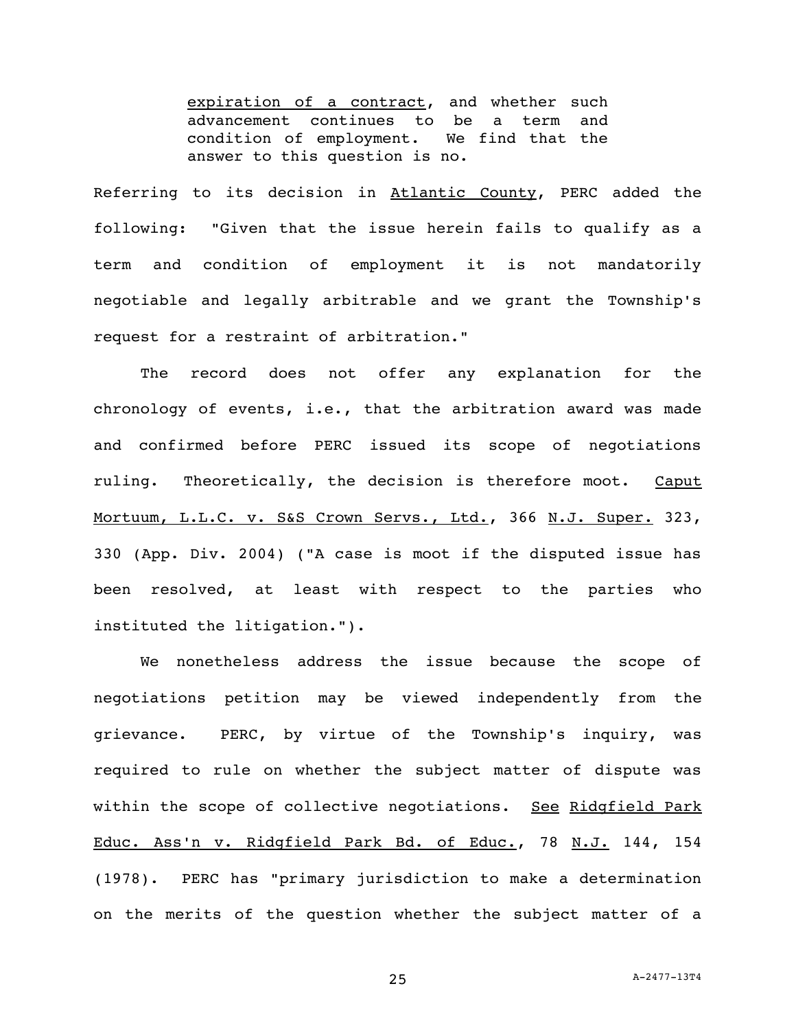> expiration of a contract, and whether such advancement continues to be a term and condition of employment. We find that the answer to this question is no.

Referring to its decision in Atlantic County, PERC added the following: "Given that the issue herein fails to qualify as a term and condition of employment it is not mandatorily negotiable and legally arbitrable and we grant the Township's request for a restraint of arbitration."

The record does not offer any explanation for the chronology of events, i.e., that the arbitration award was made and confirmed before PERC issued its scope of negotiations ruling. Theoretically, the decision is therefore moot. Caput Mortuum, L.L.C. v. S&S Crown Servs., Ltd., 366 N.J. Super. 323, 330 (App. Div. 2004) ("A case is moot if the disputed issue has been resolved, at least with respect to the parties who instituted the litigation.").

We nonetheless address the issue because the scope of negotiations petition may be viewed independently from the grievance. PERC, by virtue of the Township's inquiry, was required to rule on whether the subject matter of dispute was within the scope of collective negotiations. See Ridgfield Park Educ. Ass'n v. Ridgfield Park Bd. of Educ., 78 N.J. 144, 154 (1978). PERC has "primary jurisdiction to make a determination on the merits of the question whether the subject matter of a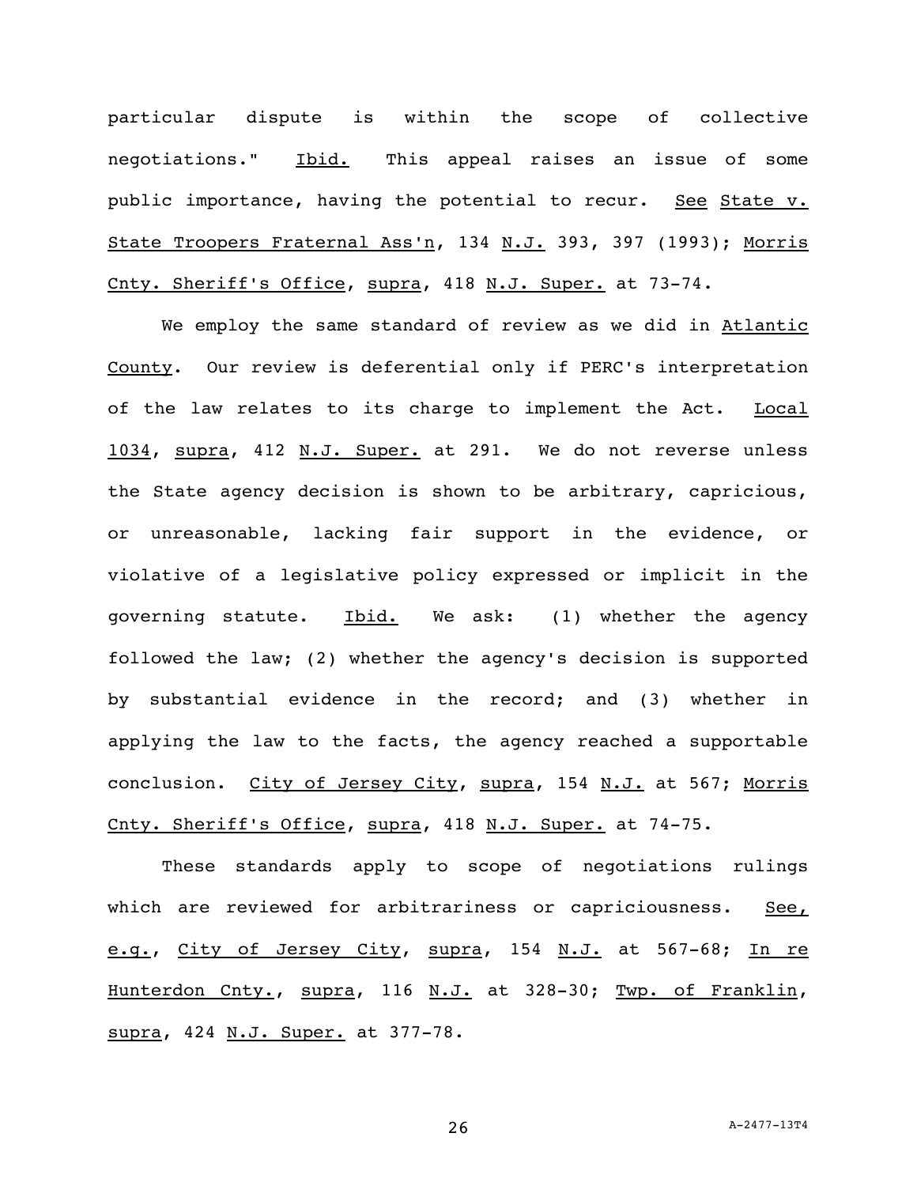particular dispute is within the scope of collective negotiations." Ibid. This appeal raises an issue of some public importance, having the potential to recur. See State v. State Troopers Fraternal Ass'n, 134 N.J. 393, 397 (1993); Morris Cnty. Sheriff's Office, supra, 418 N.J. Super. at 73-74.

We employ the same standard of review as we did in Atlantic County. Our review is deferential only if PERC's interpretation of the law relates to its charge to implement the Act. Local 1034, supra, 412 N.J. Super. at 291. We do not reverse unless the State agency decision is shown to be arbitrary, capricious, or unreasonable, lacking fair support in the evidence, or violative of a legislative policy expressed or implicit in the governing statute. Ibid. We ask: (1) whether the agency followed the law; (2) whether the agency's decision is supported by substantial evidence in the record; and (3) whether in applying the law to the facts, the agency reached a supportable conclusion. City of Jersey City, supra, 154 N.J. at 567; Morris Cnty. Sheriff's Office, supra, 418 N.J. Super. at 74-75.

These standards apply to scope of negotiations rulings which are reviewed for arbitrariness or capriciousness. See, e.g., City of Jersey City, supra, 154 N.J. at 567-68; In re Hunterdon Cnty., supra, 116 N.J. at 328-30; Twp. of Franklin, supra, 424 N.J. Super. at 377-78.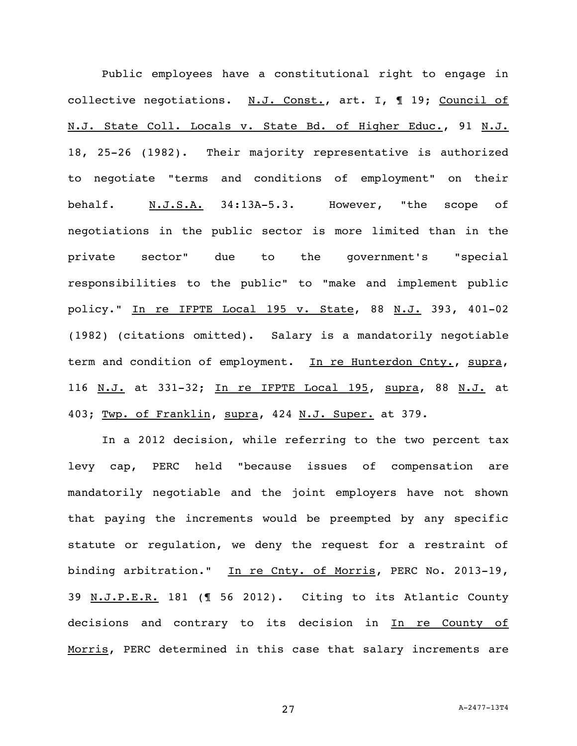Public employees have a constitutional right to engage in collective negotiations. N.J. Const., art. I, ¶ 19; Council of N.J. State Coll. Locals v. State Bd. of Higher Educ., 91 N.J. 18, 25-26 (1982). Their majority representative is authorized to negotiate "terms and conditions of employment" on their behalf. N.J.S.A. 34:13A-5.3. However, "the scope of negotiations in the public sector is more limited than in the private sector" due to the government's "special responsibilities to the public" to "make and implement public policy." In re IFPTE Local 195 v. State, 88 N.J. 393, 401-02 (1982) (citations omitted). Salary is a mandatorily negotiable term and condition of employment. In re Hunterdon Cnty., supra, 116 N.J. at 331-32; In re IFPTE Local 195, supra, 88 N.J. at 403; Twp. of Franklin, supra, 424 N.J. Super. at 379.

In a 2012 decision, while referring to the two percent tax levy cap, PERC held "because issues of compensation are mandatorily negotiable and the joint employers have not shown that paying the increments would be preempted by any specific statute or regulation, we deny the request for a restraint of binding arbitration." In re Cnty. of Morris, PERC No. 2013-19, 39 N.J.P.E.R. 181 (¶ 56 2012). Citing to its Atlantic County decisions and contrary to its decision in In re County of Morris, PERC determined in this case that salary increments are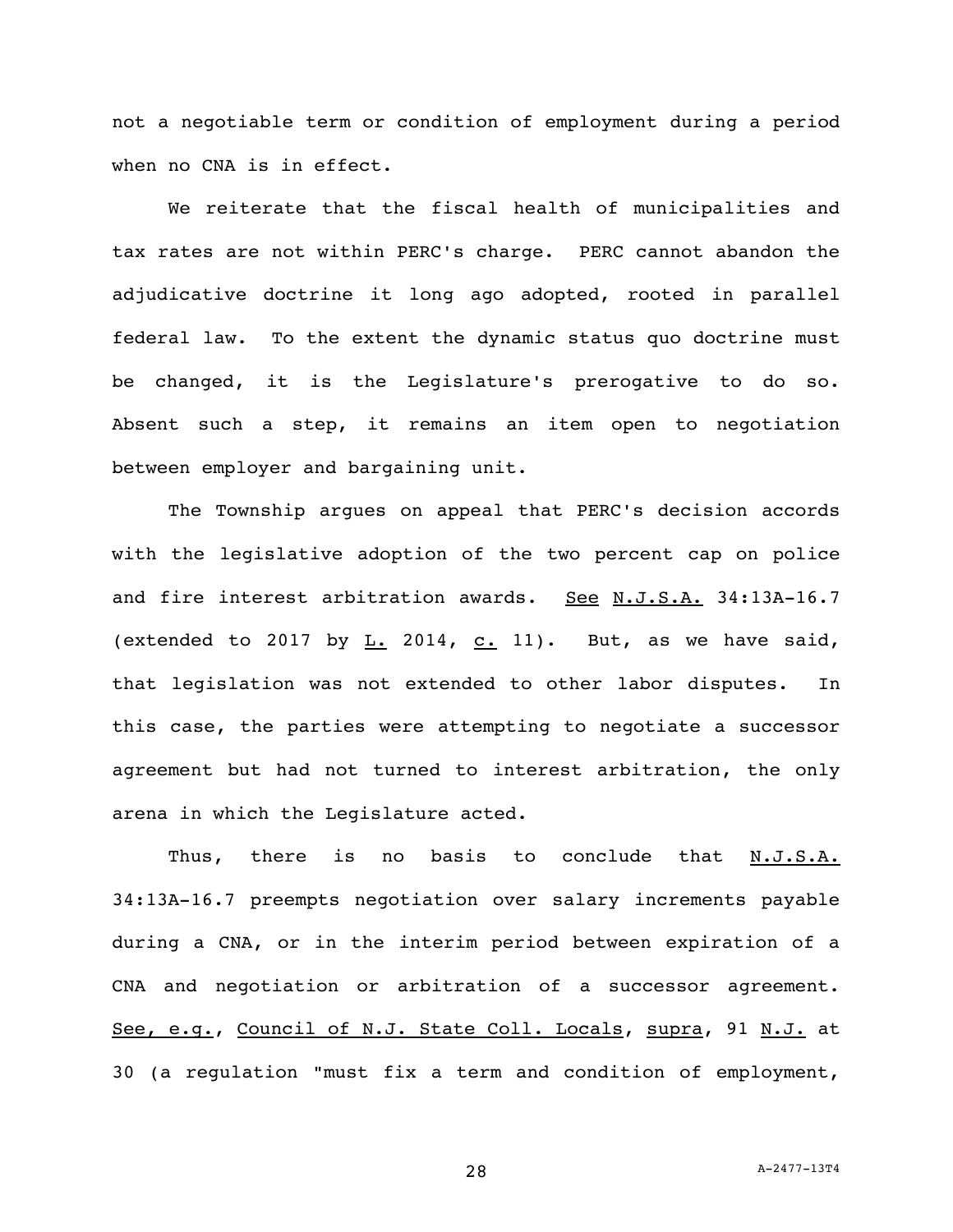not a negotiable term or condition of employment during a period when no CNA is in effect.

We reiterate that the fiscal health of municipalities and tax rates are not within PERC's charge. PERC cannot abandon the adjudicative doctrine it long ago adopted, rooted in parallel federal law. To the extent the dynamic status quo doctrine must be changed, it is the Legislature's prerogative to do so. Absent such a step, it remains an item open to negotiation between employer and bargaining unit.

The Township argues on appeal that PERC's decision accords with the legislative adoption of the two percent cap on police and fire interest arbitration awards. See N.J.S.A. 34:13A-16.7 (extended to 2017 by L. 2014, c. 11). But, as we have said, that legislation was not extended to other labor disputes. In this case, the parties were attempting to negotiate a successor agreement but had not turned to interest arbitration, the only arena in which the Legislature acted.

Thus, there is no basis to conclude that N.J.S.A. 34:13A-16.7 preempts negotiation over salary increments payable during a CNA, or in the interim period between expiration of a CNA and negotiation or arbitration of a successor agreement. See, e.g., Council of N.J. State Coll. Locals, supra, 91 N.J. at 30 (a regulation "must fix a term and condition of employment,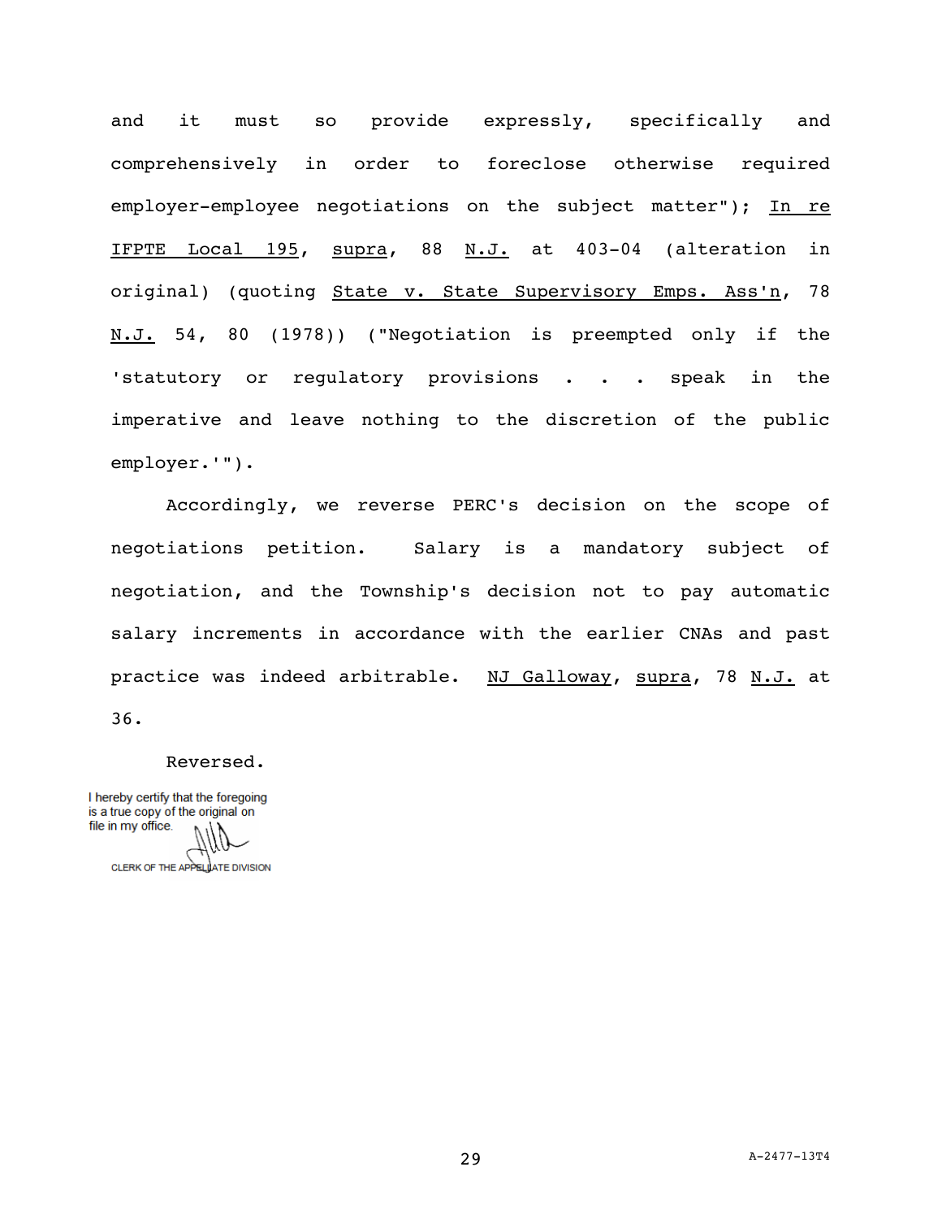and it must so provide expressly, specifically and comprehensively in order to foreclose otherwise required employer-employee negotiations on the subject matter"); In re IFPTE Local 195, supra, 88 N.J. at 403-04 (alteration in original) (quoting State v. State Supervisory Emps. Ass'n, 78 N.J. 54, 80 (1978)) ("Negotiation is preempted only if the 'statutory or regulatory provisions . . . speak in the imperative and leave nothing to the discretion of the public employer.'").

Accordingly, we reverse PERC's decision on the scope of negotiations petition. Salary is a mandatory subject of negotiation, and the Township's decision not to pay automatic salary increments in accordance with the earlier CNAs and past practice was indeed arbitrable. NJ Galloway, supra, 78 N.J. at 36.

Reversed.

I hereby certify that the foregoing is a true copy of the original on file in my office.

CLERK OF THE APPELLATE DIVISION